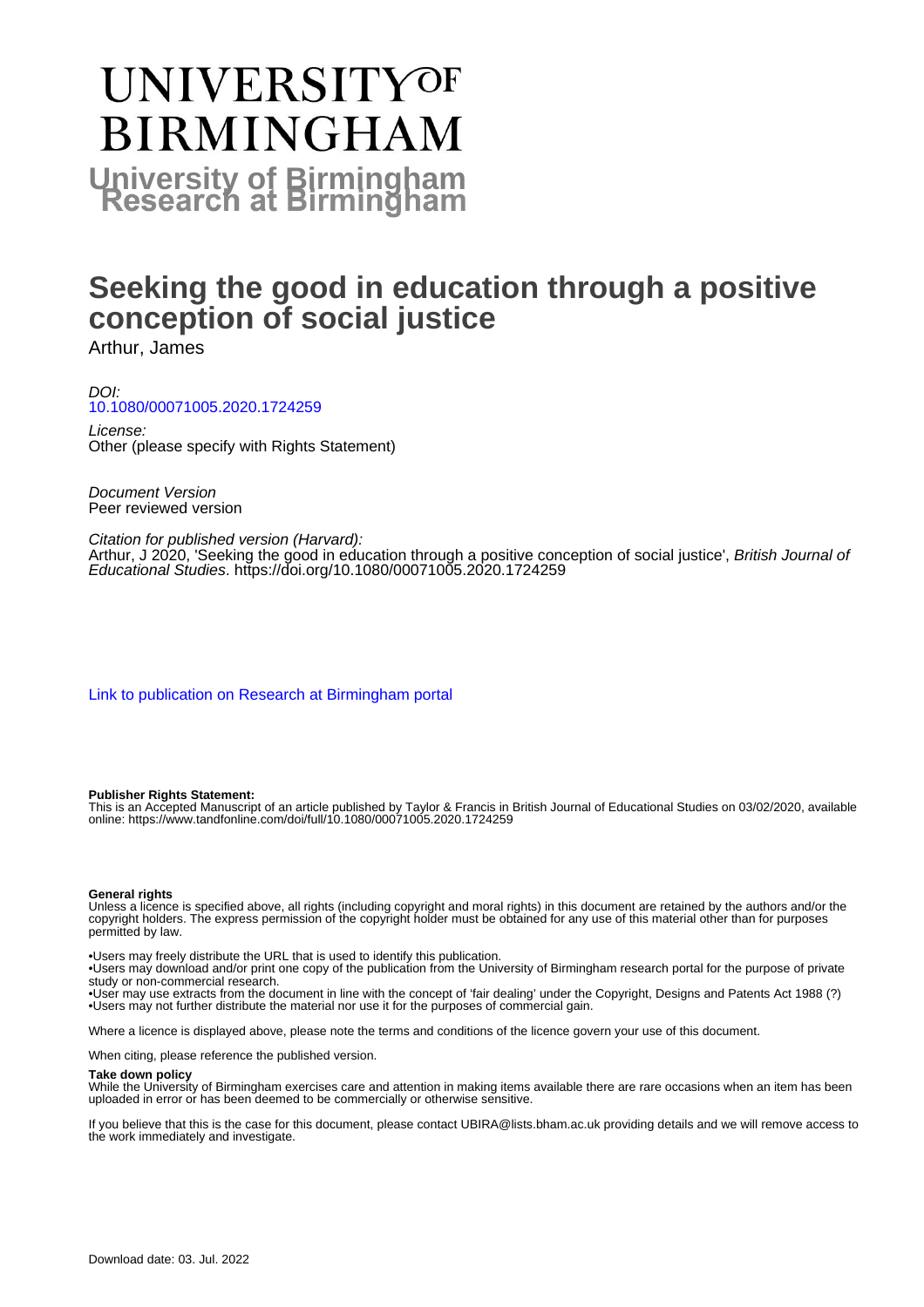# UNIVERSITY OF BIRMINGHAM

**University of Birmingham Research at Birmingham**

# Seeking the good in education through a positive conception of social justice

Arthur, James

*DOI:*
10.1080/00071005.2020.1724259

*License:*
Other (please specify with Rights Statement)

*Document Version*
Peer reviewed version

*Citation for published version (Harvard):*
Arthur, J 2020, 'Seeking the good in education through a positive conception of social justice', *British Journal of Educational Studies*. https://doi.org/10.1080/00071005.2020.1724259

Link to publication on Research at Birmingham portal

**Publisher Rights Statement:**
This is an Accepted Manuscript of an article published by Taylor & Francis in British Journal of Educational Studies on 03/02/2020, available online: https://www.tandfonline.com/doi/full/10.1080/00071005.2020.1724259

**General rights**
Unless a licence is specified above, all rights (including copyright and moral rights) in this document are retained by the authors and/or the copyright holders. The express permission of the copyright holder must be obtained for any use of this material other than for purposes permitted by law.

- Users may freely distribute the URL that is used to identify this publication.
- Users may download and/or print one copy of the publication from the University of Birmingham research portal for the purpose of private study or non-commercial research.
- User may use extracts from the document in line with the concept of 'fair dealing' under the Copyright, Designs and Patents Act 1988 (?)
- Users may not further distribute the material nor use it for the purposes of commercial gain.

Where a licence is displayed above, please note the terms and conditions of the licence govern your use of this document.

When citing, please reference the published version.

**Take down policy**
While the University of Birmingham exercises care and attention in making items available there are rare occasions when an item has been uploaded in error or has been deemed to be commercially or otherwise sensitive.

If you believe that this is the case for this document, please contact UBIRA@lists.bham.ac.uk providing details and we will remove access to the work immediately and investigate.

Download date: 03. Jul. 2022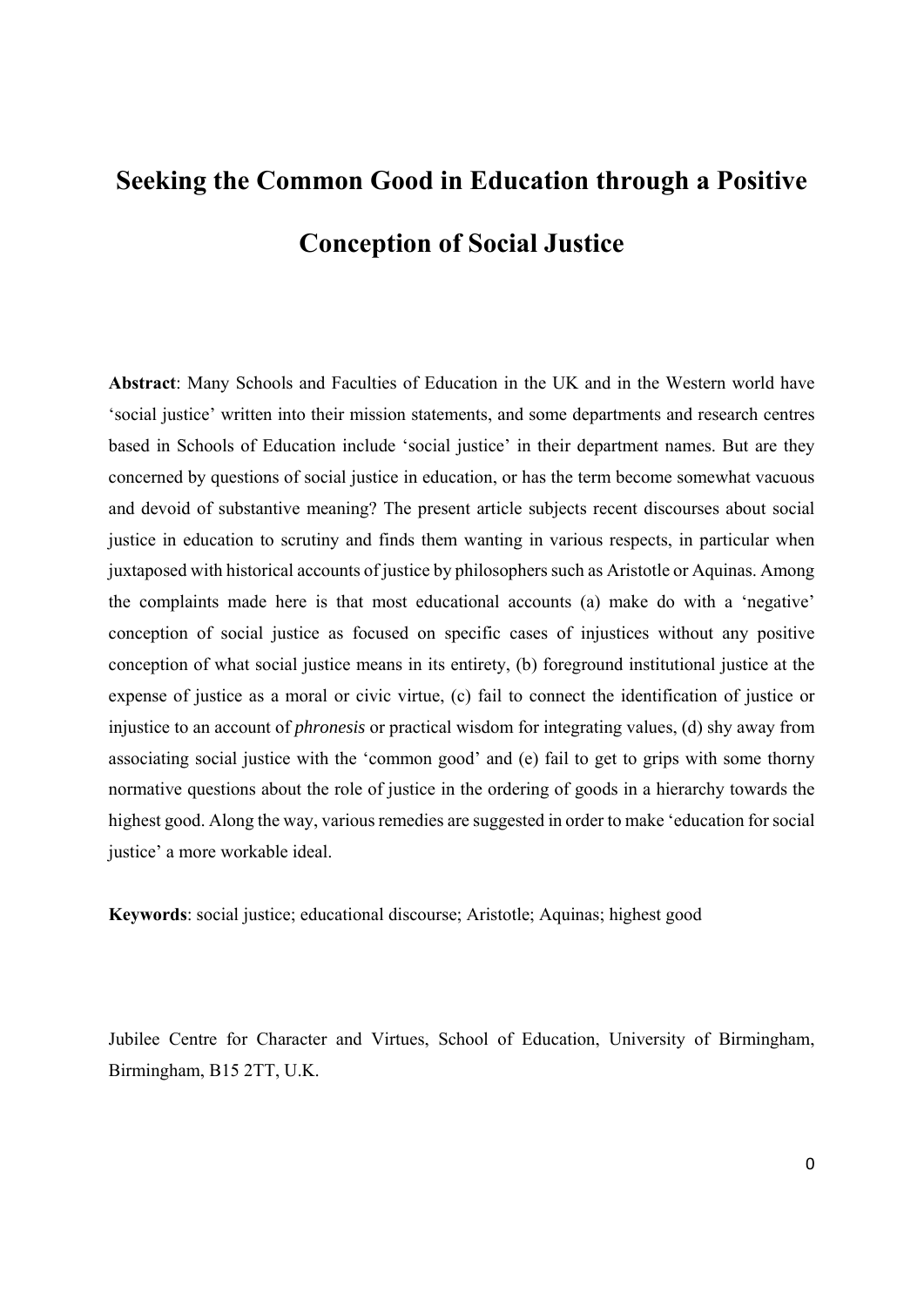# Seeking the Common Good in Education through a Positive Conception of Social Justice

**Abstract**: Many Schools and Faculties of Education in the UK and in the Western world have 'social justice' written into their mission statements, and some departments and research centres based in Schools of Education include 'social justice' in their department names. But are they concerned by questions of social justice in education, or has the term become somewhat vacuous and devoid of substantive meaning? The present article subjects recent discourses about social justice in education to scrutiny and finds them wanting in various respects, in particular when juxtaposed with historical accounts of justice by philosophers such as Aristotle or Aquinas. Among the complaints made here is that most educational accounts (a) make do with a 'negative' conception of social justice as focused on specific cases of injustices without any positive conception of what social justice means in its entirety, (b) foreground institutional justice at the expense of justice as a moral or civic virtue, (c) fail to connect the identification of justice or injustice to an account of *phronesis* or practical wisdom for integrating values, (d) shy away from associating social justice with the 'common good' and (e) fail to get to grips with some thorny normative questions about the role of justice in the ordering of goods in a hierarchy towards the highest good. Along the way, various remedies are suggested in order to make 'education for social justice' a more workable ideal.

**Keywords**: social justice; educational discourse; Aristotle; Aquinas; highest good

Jubilee Centre for Character and Virtues, School of Education, University of Birmingham, Birmingham, B15 2TT, U.K.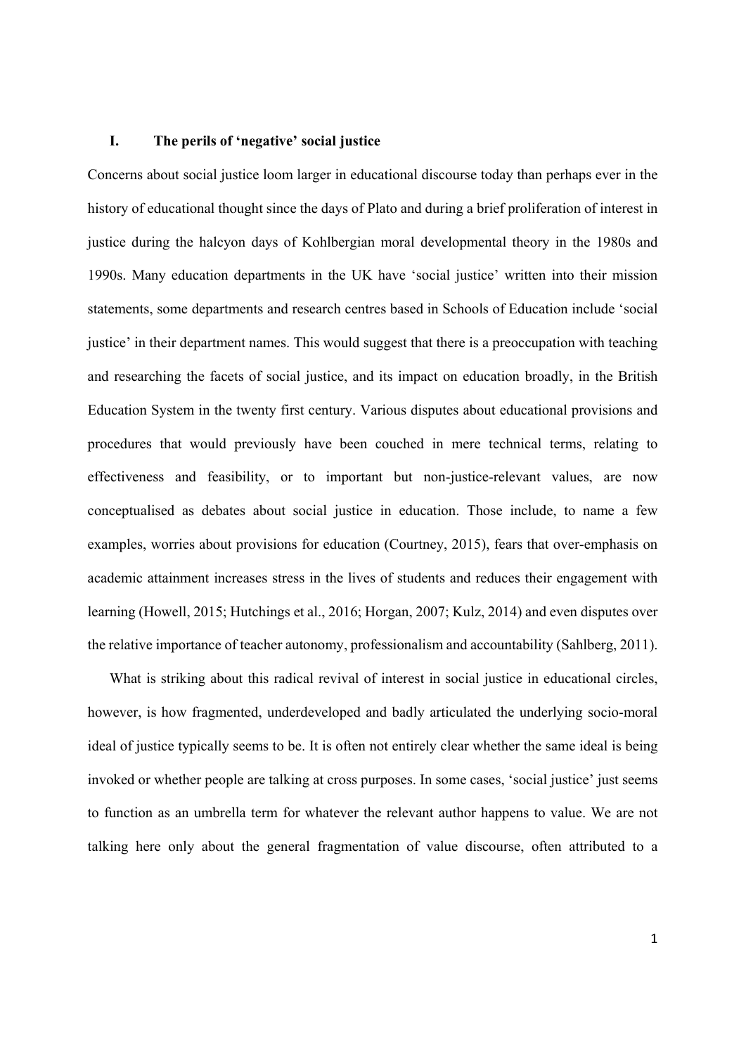## I. The perils of 'negative' social justice

Concerns about social justice loom larger in educational discourse today than perhaps ever in the history of educational thought since the days of Plato and during a brief proliferation of interest in justice during the halcyon days of Kohlbergian moral developmental theory in the 1980s and 1990s. Many education departments in the UK have 'social justice' written into their mission statements, some departments and research centres based in Schools of Education include 'social justice' in their department names. This would suggest that there is a preoccupation with teaching and researching the facets of social justice, and its impact on education broadly, in the British Education System in the twenty first century. Various disputes about educational provisions and procedures that would previously have been couched in mere technical terms, relating to effectiveness and feasibility, or to important but non-justice-relevant values, are now conceptualised as debates about social justice in education. Those include, to name a few examples, worries about provisions for education (Courtney, 2015), fears that over-emphasis on academic attainment increases stress in the lives of students and reduces their engagement with learning (Howell, 2015; Hutchings et al., 2016; Horgan, 2007; Kulz, 2014) and even disputes over the relative importance of teacher autonomy, professionalism and accountability (Sahlberg, 2011).

What is striking about this radical revival of interest in social justice in educational circles, however, is how fragmented, underdeveloped and badly articulated the underlying socio-moral ideal of justice typically seems to be. It is often not entirely clear whether the same ideal is being invoked or whether people are talking at cross purposes. In some cases, 'social justice' just seems to function as an umbrella term for whatever the relevant author happens to value. We are not talking here only about the general fragmentation of value discourse, often attributed to a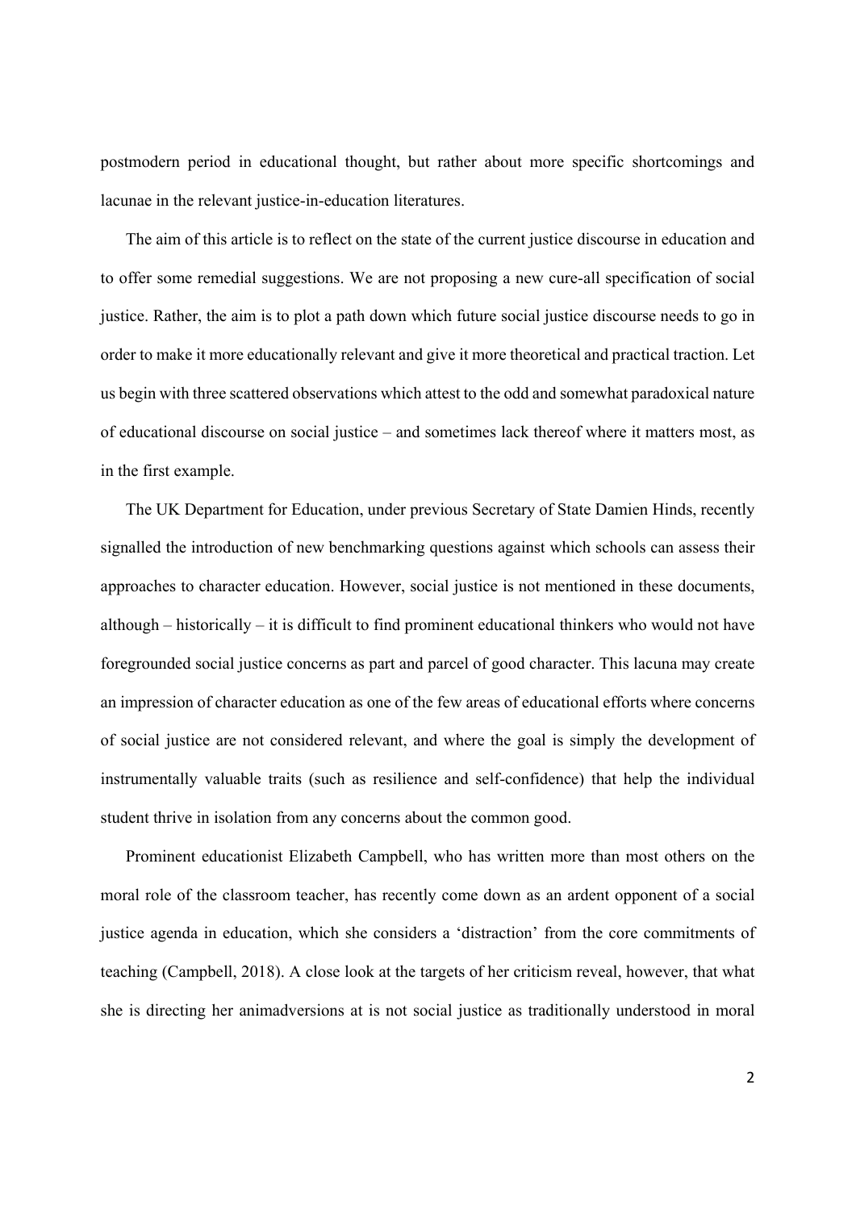postmodern period in educational thought, but rather about more specific shortcomings and lacunae in the relevant justice-in-education literatures.

The aim of this article is to reflect on the state of the current justice discourse in education and to offer some remedial suggestions. We are not proposing a new cure-all specification of social justice. Rather, the aim is to plot a path down which future social justice discourse needs to go in order to make it more educationally relevant and give it more theoretical and practical traction. Let us begin with three scattered observations which attest to the odd and somewhat paradoxical nature of educational discourse on social justice – and sometimes lack thereof where it matters most, as in the first example.

The UK Department for Education, under previous Secretary of State Damien Hinds, recently signalled the introduction of new benchmarking questions against which schools can assess their approaches to character education. However, social justice is not mentioned in these documents, although – historically – it is difficult to find prominent educational thinkers who would not have foregrounded social justice concerns as part and parcel of good character. This lacuna may create an impression of character education as one of the few areas of educational efforts where concerns of social justice are not considered relevant, and where the goal is simply the development of instrumentally valuable traits (such as resilience and self-confidence) that help the individual student thrive in isolation from any concerns about the common good.

Prominent educationist Elizabeth Campbell, who has written more than most others on the moral role of the classroom teacher, has recently come down as an ardent opponent of a social justice agenda in education, which she considers a 'distraction' from the core commitments of teaching (Campbell, 2018). A close look at the targets of her criticism reveal, however, that what she is directing her animadversions at is not social justice as traditionally understood in moral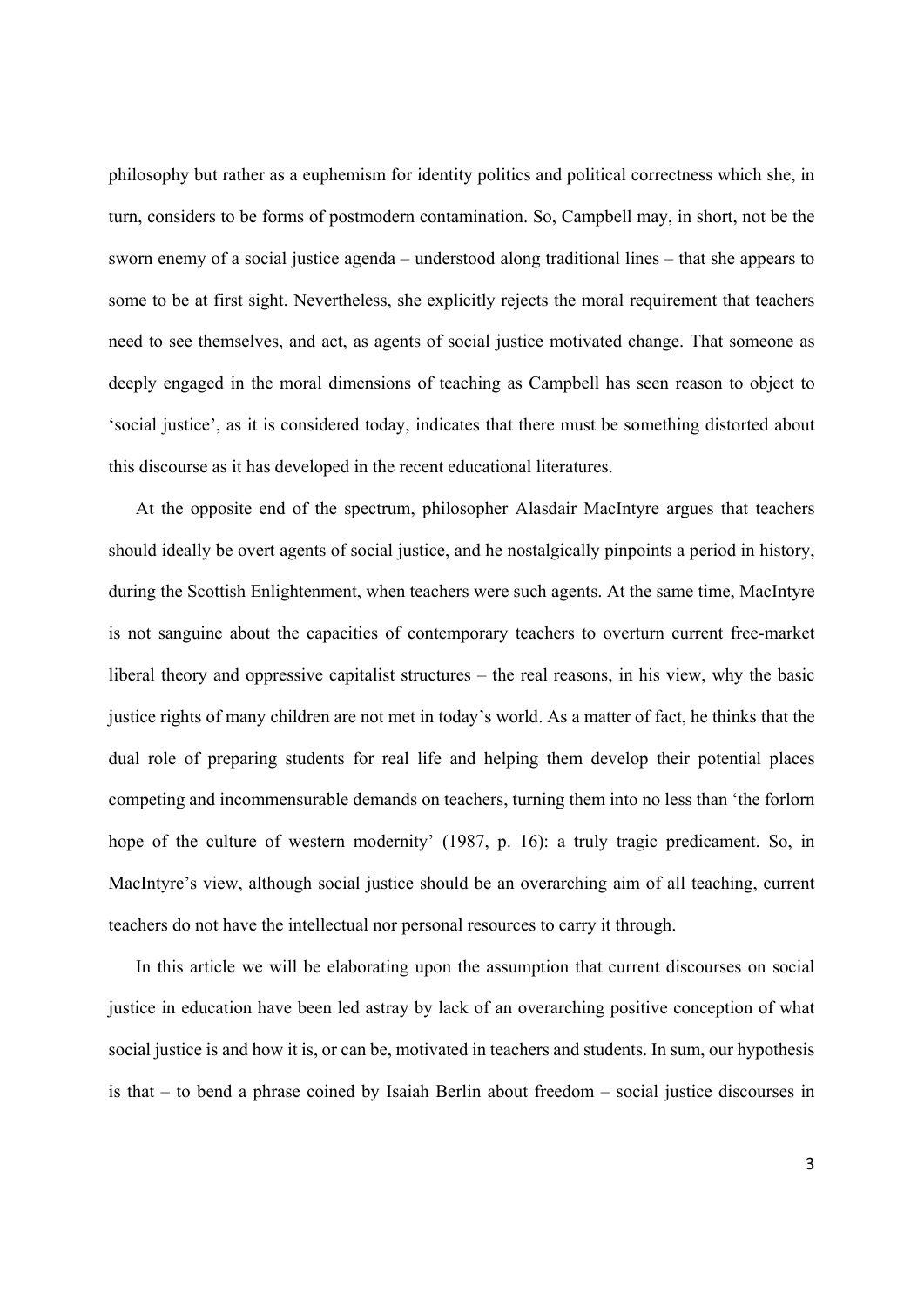philosophy but rather as a euphemism for identity politics and political correctness which she, in turn, considers to be forms of postmodern contamination. So, Campbell may, in short, not be the sworn enemy of a social justice agenda – understood along traditional lines – that she appears to some to be at first sight. Nevertheless, she explicitly rejects the moral requirement that teachers need to see themselves, and act, as agents of social justice motivated change. That someone as deeply engaged in the moral dimensions of teaching as Campbell has seen reason to object to 'social justice', as it is considered today, indicates that there must be something distorted about this discourse as it has developed in the recent educational literatures.

At the opposite end of the spectrum, philosopher Alasdair MacIntyre argues that teachers should ideally be overt agents of social justice, and he nostalgically pinpoints a period in history, during the Scottish Enlightenment, when teachers were such agents. At the same time, MacIntyre is not sanguine about the capacities of contemporary teachers to overturn current free-market liberal theory and oppressive capitalist structures – the real reasons, in his view, why the basic justice rights of many children are not met in today's world. As a matter of fact, he thinks that the dual role of preparing students for real life and helping them develop their potential places competing and incommensurable demands on teachers, turning them into no less than 'the forlorn hope of the culture of western modernity' (1987, p. 16): a truly tragic predicament. So, in MacIntyre's view, although social justice should be an overarching aim of all teaching, current teachers do not have the intellectual nor personal resources to carry it through.

In this article we will be elaborating upon the assumption that current discourses on social justice in education have been led astray by lack of an overarching positive conception of what social justice is and how it is, or can be, motivated in teachers and students. In sum, our hypothesis is that – to bend a phrase coined by Isaiah Berlin about freedom – social justice discourses in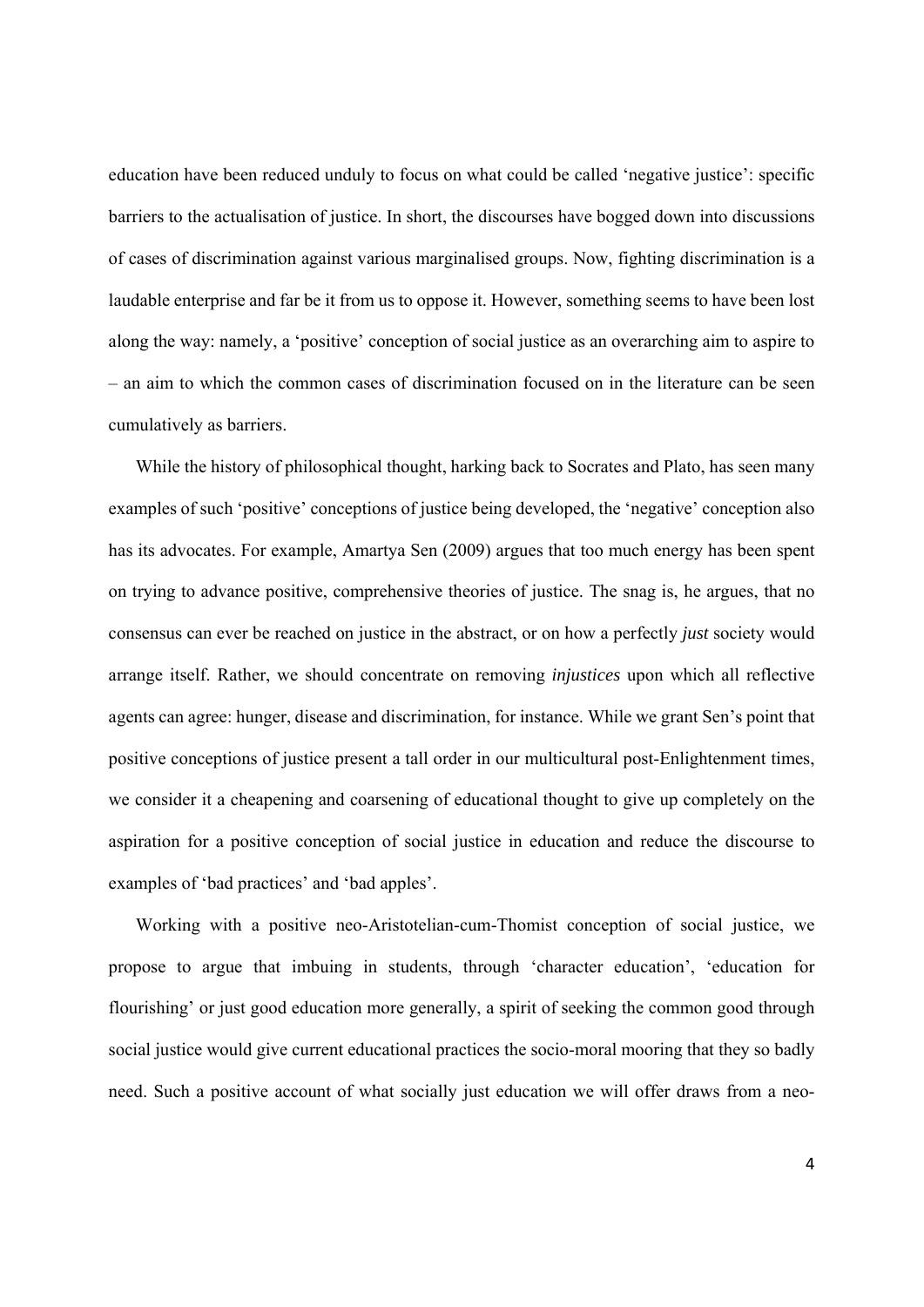education have been reduced unduly to focus on what could be called 'negative justice': specific barriers to the actualisation of justice. In short, the discourses have bogged down into discussions of cases of discrimination against various marginalised groups. Now, fighting discrimination is a laudable enterprise and far be it from us to oppose it. However, something seems to have been lost along the way: namely, a 'positive' conception of social justice as an overarching aim to aspire to – an aim to which the common cases of discrimination focused on in the literature can be seen cumulatively as barriers.

While the history of philosophical thought, harking back to Socrates and Plato, has seen many examples of such 'positive' conceptions of justice being developed, the 'negative' conception also has its advocates. For example, Amartya Sen (2009) argues that too much energy has been spent on trying to advance positive, comprehensive theories of justice. The snag is, he argues, that no consensus can ever be reached on justice in the abstract, or on how a perfectly *just* society would arrange itself. Rather, we should concentrate on removing *injustices* upon which all reflective agents can agree: hunger, disease and discrimination, for instance. While we grant Sen's point that positive conceptions of justice present a tall order in our multicultural post-Enlightenment times, we consider it a cheapening and coarsening of educational thought to give up completely on the aspiration for a positive conception of social justice in education and reduce the discourse to examples of 'bad practices' and 'bad apples'.

Working with a positive neo-Aristotelian-cum-Thomist conception of social justice, we propose to argue that imbuing in students, through 'character education', 'education for flourishing' or just good education more generally, a spirit of seeking the common good through social justice would give current educational practices the socio-moral mooring that they so badly need. Such a positive account of what socially just education we will offer draws from a neo-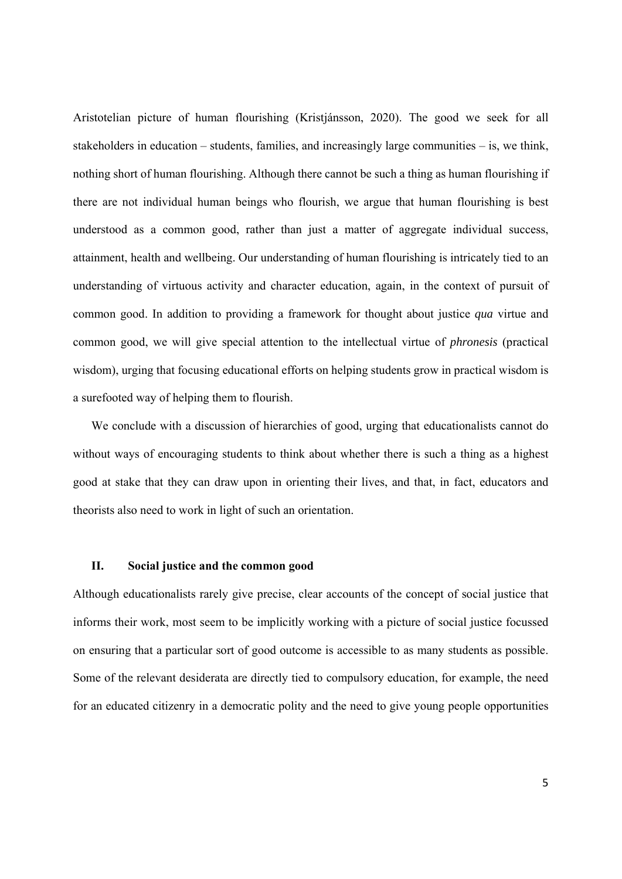Aristotelian picture of human flourishing (Kristjánsson, 2020). The good we seek for all stakeholders in education – students, families, and increasingly large communities – is, we think, nothing short of human flourishing. Although there cannot be such a thing as human flourishing if there are not individual human beings who flourish, we argue that human flourishing is best understood as a common good, rather than just a matter of aggregate individual success, attainment, health and wellbeing. Our understanding of human flourishing is intricately tied to an understanding of virtuous activity and character education, again, in the context of pursuit of common good. In addition to providing a framework for thought about justice *qua* virtue and common good, we will give special attention to the intellectual virtue of *phronesis* (practical wisdom), urging that focusing educational efforts on helping students grow in practical wisdom is a surefooted way of helping them to flourish.

We conclude with a discussion of hierarchies of good, urging that educationalists cannot do without ways of encouraging students to think about whether there is such a thing as a highest good at stake that they can draw upon in orienting their lives, and that, in fact, educators and theorists also need to work in light of such an orientation.

## II. Social justice and the common good

Although educationalists rarely give precise, clear accounts of the concept of social justice that informs their work, most seem to be implicitly working with a picture of social justice focussed on ensuring that a particular sort of good outcome is accessible to as many students as possible. Some of the relevant desiderata are directly tied to compulsory education, for example, the need for an educated citizenry in a democratic polity and the need to give young people opportunities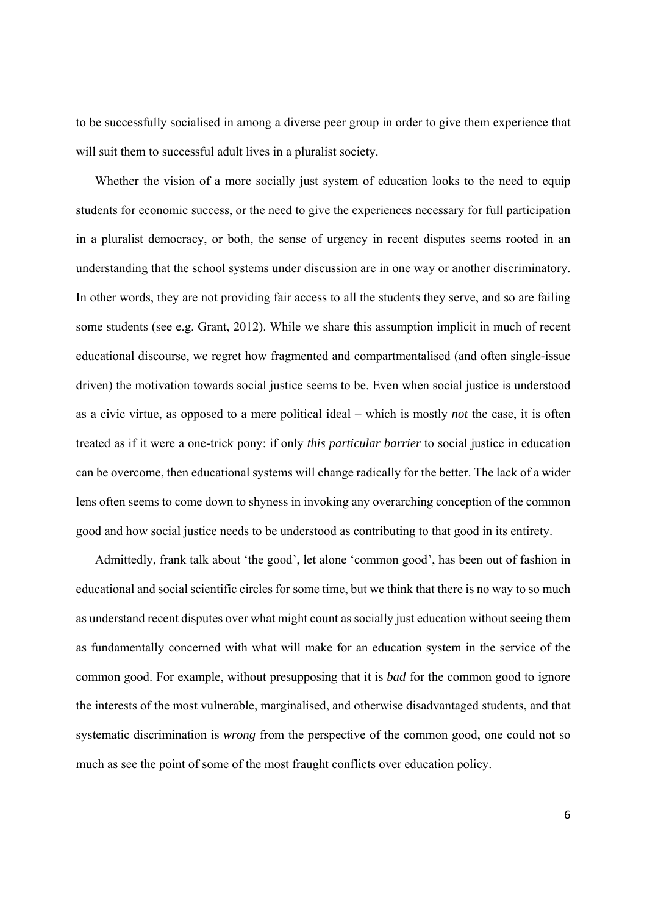to be successfully socialised in among a diverse peer group in order to give them experience that will suit them to successful adult lives in a pluralist society.

Whether the vision of a more socially just system of education looks to the need to equip students for economic success, or the need to give the experiences necessary for full participation in a pluralist democracy, or both, the sense of urgency in recent disputes seems rooted in an understanding that the school systems under discussion are in one way or another discriminatory. In other words, they are not providing fair access to all the students they serve, and so are failing some students (see e.g. Grant, 2012). While we share this assumption implicit in much of recent educational discourse, we regret how fragmented and compartmentalised (and often single-issue driven) the motivation towards social justice seems to be. Even when social justice is understood as a civic virtue, as opposed to a mere political ideal – which is mostly *not* the case, it is often treated as if it were a one-trick pony: if only *this particular barrier* to social justice in education can be overcome, then educational systems will change radically for the better. The lack of a wider lens often seems to come down to shyness in invoking any overarching conception of the common good and how social justice needs to be understood as contributing to that good in its entirety.

Admittedly, frank talk about 'the good', let alone 'common good', has been out of fashion in educational and social scientific circles for some time, but we think that there is no way to so much as understand recent disputes over what might count as socially just education without seeing them as fundamentally concerned with what will make for an education system in the service of the common good. For example, without presupposing that it is *bad* for the common good to ignore the interests of the most vulnerable, marginalised, and otherwise disadvantaged students, and that systematic discrimination is *wrong* from the perspective of the common good, one could not so much as see the point of some of the most fraught conflicts over education policy.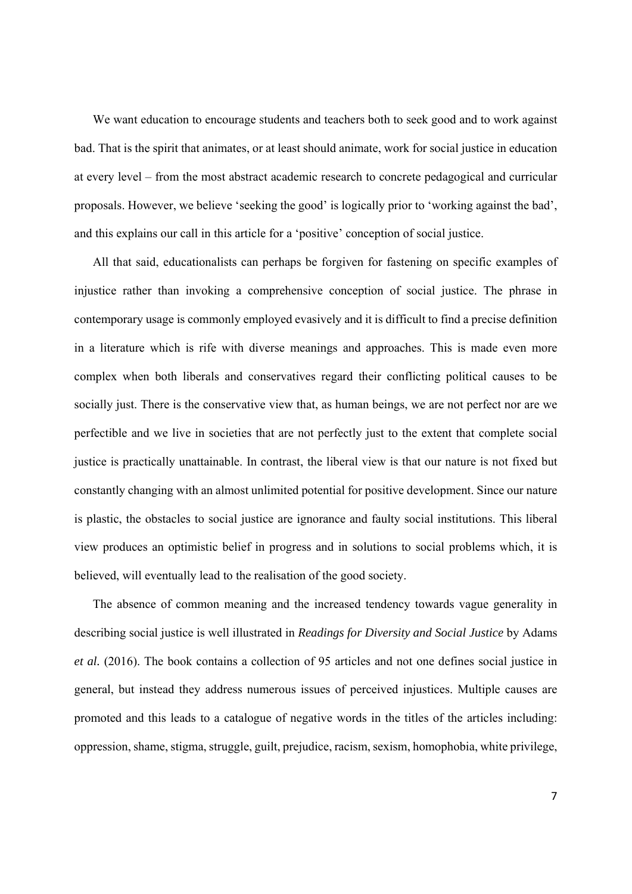We want education to encourage students and teachers both to seek good and to work against bad. That is the spirit that animates, or at least should animate, work for social justice in education at every level – from the most abstract academic research to concrete pedagogical and curricular proposals. However, we believe 'seeking the good' is logically prior to 'working against the bad', and this explains our call in this article for a 'positive' conception of social justice.

All that said, educationalists can perhaps be forgiven for fastening on specific examples of injustice rather than invoking a comprehensive conception of social justice. The phrase in contemporary usage is commonly employed evasively and it is difficult to find a precise definition in a literature which is rife with diverse meanings and approaches. This is made even more complex when both liberals and conservatives regard their conflicting political causes to be socially just. There is the conservative view that, as human beings, we are not perfect nor are we perfectible and we live in societies that are not perfectly just to the extent that complete social justice is practically unattainable. In contrast, the liberal view is that our nature is not fixed but constantly changing with an almost unlimited potential for positive development. Since our nature is plastic, the obstacles to social justice are ignorance and faulty social institutions. This liberal view produces an optimistic belief in progress and in solutions to social problems which, it is believed, will eventually lead to the realisation of the good society.

The absence of common meaning and the increased tendency towards vague generality in describing social justice is well illustrated in *Readings for Diversity and Social Justice* by Adams *et al.* (2016). The book contains a collection of 95 articles and not one defines social justice in general, but instead they address numerous issues of perceived injustices. Multiple causes are promoted and this leads to a catalogue of negative words in the titles of the articles including: oppression, shame, stigma, struggle, guilt, prejudice, racism, sexism, homophobia, white privilege,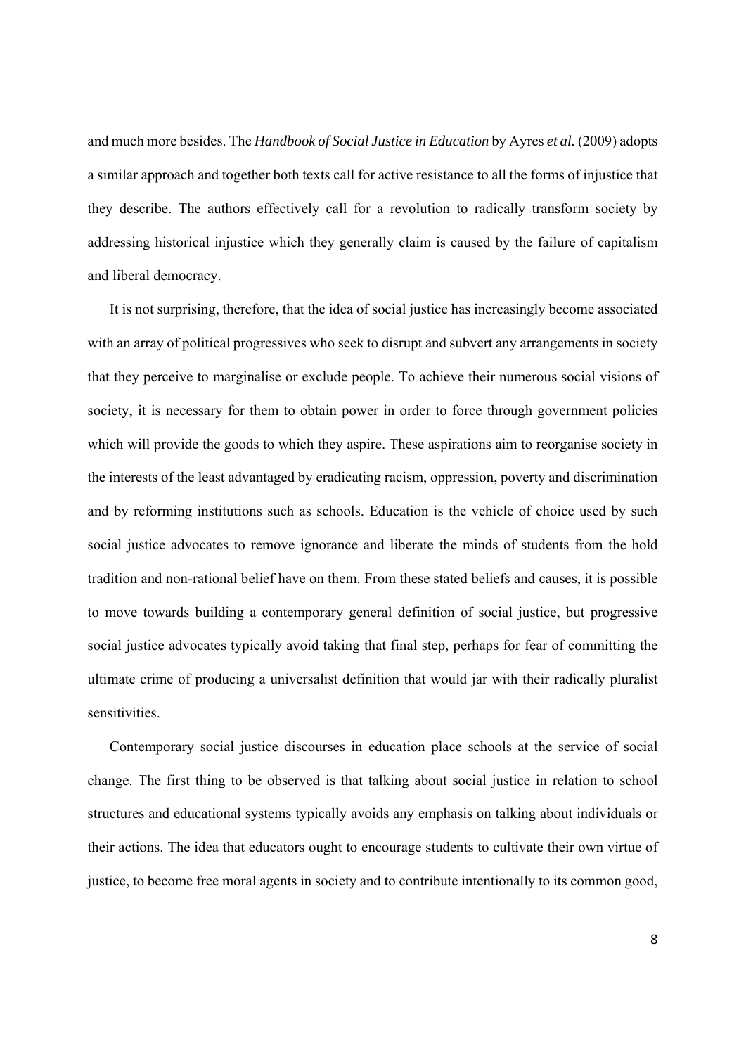and much more besides. The *Handbook of Social Justice in Education* by Ayres *et al.* (2009) adopts a similar approach and together both texts call for active resistance to all the forms of injustice that they describe. The authors effectively call for a revolution to radically transform society by addressing historical injustice which they generally claim is caused by the failure of capitalism and liberal democracy.

It is not surprising, therefore, that the idea of social justice has increasingly become associated with an array of political progressives who seek to disrupt and subvert any arrangements in society that they perceive to marginalise or exclude people. To achieve their numerous social visions of society, it is necessary for them to obtain power in order to force through government policies which will provide the goods to which they aspire. These aspirations aim to reorganise society in the interests of the least advantaged by eradicating racism, oppression, poverty and discrimination and by reforming institutions such as schools. Education is the vehicle of choice used by such social justice advocates to remove ignorance and liberate the minds of students from the hold tradition and non-rational belief have on them. From these stated beliefs and causes, it is possible to move towards building a contemporary general definition of social justice, but progressive social justice advocates typically avoid taking that final step, perhaps for fear of committing the ultimate crime of producing a universalist definition that would jar with their radically pluralist sensitivities.

Contemporary social justice discourses in education place schools at the service of social change. The first thing to be observed is that talking about social justice in relation to school structures and educational systems typically avoids any emphasis on talking about individuals or their actions. The idea that educators ought to encourage students to cultivate their own virtue of justice, to become free moral agents in society and to contribute intentionally to its common good,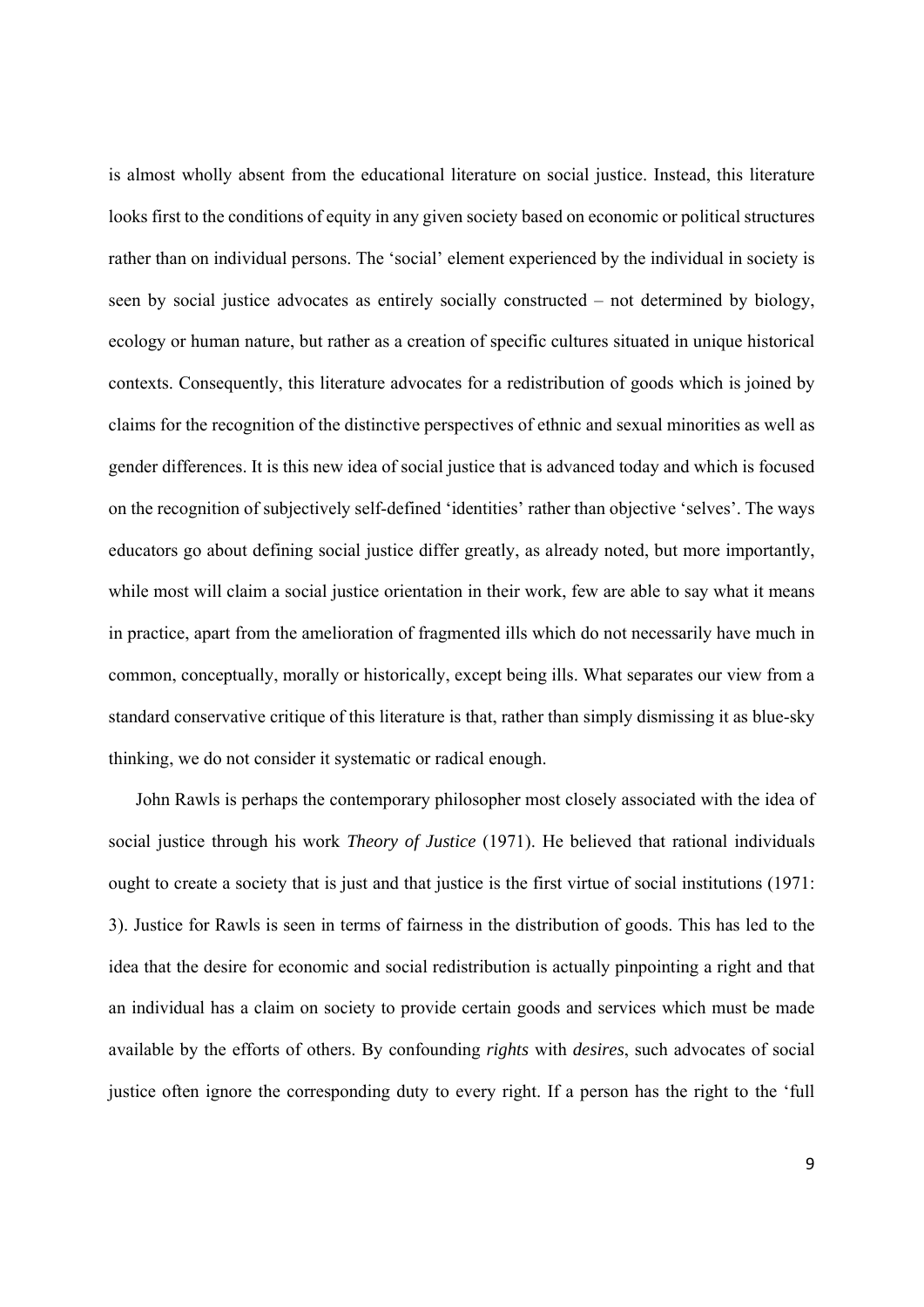is almost wholly absent from the educational literature on social justice. Instead, this literature looks first to the conditions of equity in any given society based on economic or political structures rather than on individual persons. The 'social' element experienced by the individual in society is seen by social justice advocates as entirely socially constructed – not determined by biology, ecology or human nature, but rather as a creation of specific cultures situated in unique historical contexts. Consequently, this literature advocates for a redistribution of goods which is joined by claims for the recognition of the distinctive perspectives of ethnic and sexual minorities as well as gender differences. It is this new idea of social justice that is advanced today and which is focused on the recognition of subjectively self-defined 'identities' rather than objective 'selves'. The ways educators go about defining social justice differ greatly, as already noted, but more importantly, while most will claim a social justice orientation in their work, few are able to say what it means in practice, apart from the amelioration of fragmented ills which do not necessarily have much in common, conceptually, morally or historically, except being ills. What separates our view from a standard conservative critique of this literature is that, rather than simply dismissing it as blue-sky thinking, we do not consider it systematic or radical enough.

John Rawls is perhaps the contemporary philosopher most closely associated with the idea of social justice through his work *Theory of Justice* (1971). He believed that rational individuals ought to create a society that is just and that justice is the first virtue of social institutions (1971: 3). Justice for Rawls is seen in terms of fairness in the distribution of goods. This has led to the idea that the desire for economic and social redistribution is actually pinpointing a right and that an individual has a claim on society to provide certain goods and services which must be made available by the efforts of others. By confounding *rights* with *desires*, such advocates of social justice often ignore the corresponding duty to every right. If a person has the right to the 'full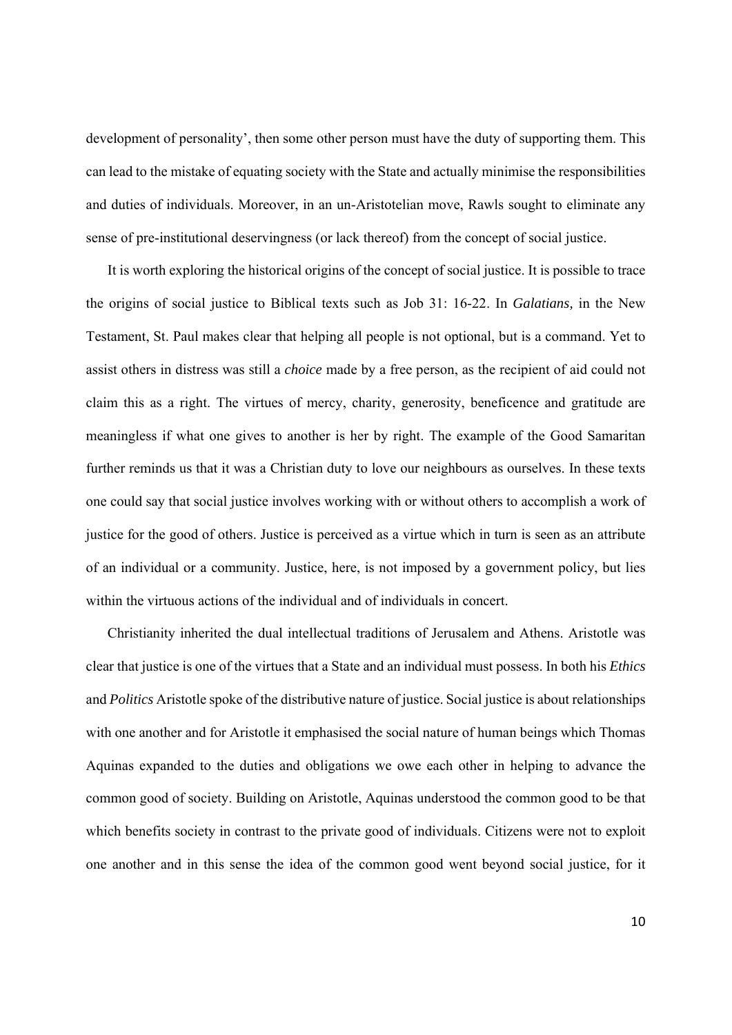development of personality', then some other person must have the duty of supporting them. This can lead to the mistake of equating society with the State and actually minimise the responsibilities and duties of individuals. Moreover, in an un-Aristotelian move, Rawls sought to eliminate any sense of pre-institutional deservingness (or lack thereof) from the concept of social justice.

It is worth exploring the historical origins of the concept of social justice. It is possible to trace the origins of social justice to Biblical texts such as Job 31: 16-22. In *Galatians,* in the New Testament, St. Paul makes clear that helping all people is not optional, but is a command. Yet to assist others in distress was still a *choice* made by a free person, as the recipient of aid could not claim this as a right. The virtues of mercy, charity, generosity, beneficence and gratitude are meaningless if what one gives to another is her by right. The example of the Good Samaritan further reminds us that it was a Christian duty to love our neighbours as ourselves. In these texts one could say that social justice involves working with or without others to accomplish a work of justice for the good of others. Justice is perceived as a virtue which in turn is seen as an attribute of an individual or a community. Justice, here, is not imposed by a government policy, but lies within the virtuous actions of the individual and of individuals in concert.

Christianity inherited the dual intellectual traditions of Jerusalem and Athens. Aristotle was clear that justice is one of the virtues that a State and an individual must possess. In both his *Ethics* and *Politics* Aristotle spoke of the distributive nature of justice. Social justice is about relationships with one another and for Aristotle it emphasised the social nature of human beings which Thomas Aquinas expanded to the duties and obligations we owe each other in helping to advance the common good of society. Building on Aristotle, Aquinas understood the common good to be that which benefits society in contrast to the private good of individuals. Citizens were not to exploit one another and in this sense the idea of the common good went beyond social justice, for it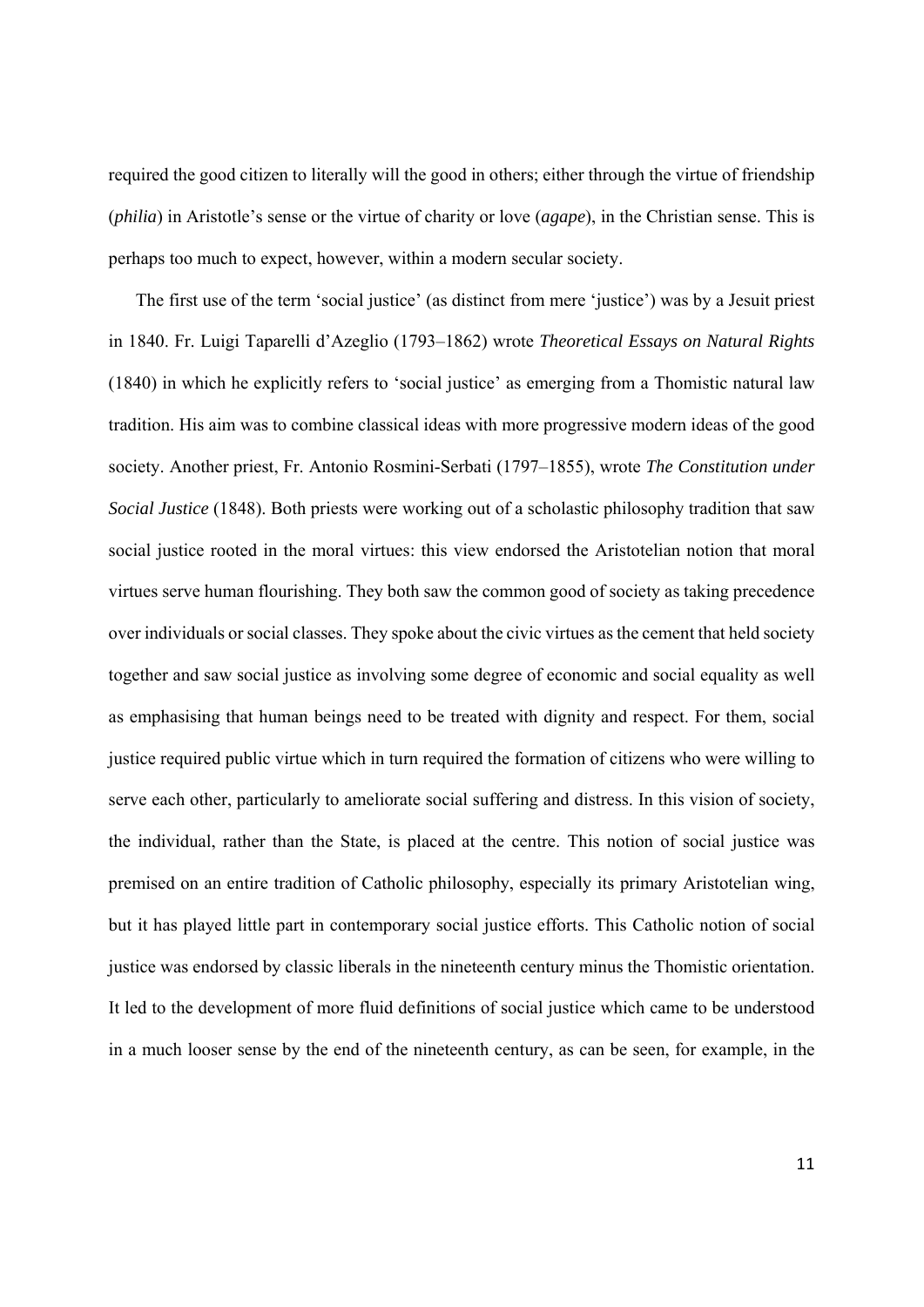required the good citizen to literally will the good in others; either through the virtue of friendship (*philia*) in Aristotle's sense or the virtue of charity or love (*agape*), in the Christian sense. This is perhaps too much to expect, however, within a modern secular society.

The first use of the term 'social justice' (as distinct from mere 'justice') was by a Jesuit priest in 1840. Fr. Luigi Taparelli d'Azeglio (1793–1862) wrote *Theoretical Essays on Natural Rights* (1840) in which he explicitly refers to 'social justice' as emerging from a Thomistic natural law tradition. His aim was to combine classical ideas with more progressive modern ideas of the good society. Another priest, Fr. Antonio Rosmini-Serbati (1797–1855), wrote *The Constitution under Social Justice* (1848). Both priests were working out of a scholastic philosophy tradition that saw social justice rooted in the moral virtues: this view endorsed the Aristotelian notion that moral virtues serve human flourishing. They both saw the common good of society as taking precedence over individuals or social classes. They spoke about the civic virtues as the cement that held society together and saw social justice as involving some degree of economic and social equality as well as emphasising that human beings need to be treated with dignity and respect. For them, social justice required public virtue which in turn required the formation of citizens who were willing to serve each other, particularly to ameliorate social suffering and distress. In this vision of society, the individual, rather than the State, is placed at the centre. This notion of social justice was premised on an entire tradition of Catholic philosophy, especially its primary Aristotelian wing, but it has played little part in contemporary social justice efforts. This Catholic notion of social justice was endorsed by classic liberals in the nineteenth century minus the Thomistic orientation. It led to the development of more fluid definitions of social justice which came to be understood in a much looser sense by the end of the nineteenth century, as can be seen, for example, in the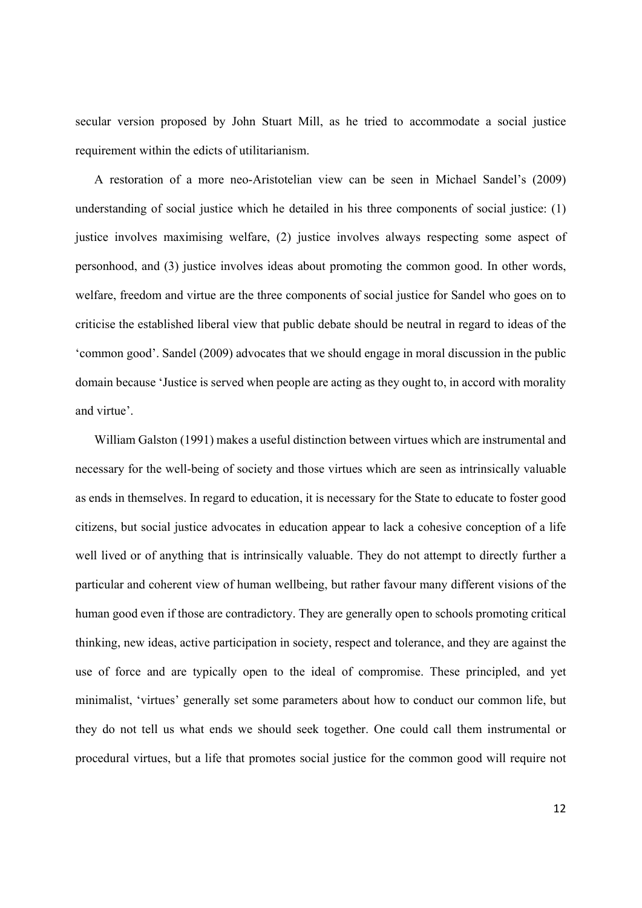secular version proposed by John Stuart Mill, as he tried to accommodate a social justice requirement within the edicts of utilitarianism.

A restoration of a more neo-Aristotelian view can be seen in Michael Sandel's (2009) understanding of social justice which he detailed in his three components of social justice: (1) justice involves maximising welfare, (2) justice involves always respecting some aspect of personhood, and (3) justice involves ideas about promoting the common good. In other words, welfare, freedom and virtue are the three components of social justice for Sandel who goes on to criticise the established liberal view that public debate should be neutral in regard to ideas of the 'common good'. Sandel (2009) advocates that we should engage in moral discussion in the public domain because 'Justice is served when people are acting as they ought to, in accord with morality and virtue'.

William Galston (1991) makes a useful distinction between virtues which are instrumental and necessary for the well-being of society and those virtues which are seen as intrinsically valuable as ends in themselves. In regard to education, it is necessary for the State to educate to foster good citizens, but social justice advocates in education appear to lack a cohesive conception of a life well lived or of anything that is intrinsically valuable. They do not attempt to directly further a particular and coherent view of human wellbeing, but rather favour many different visions of the human good even if those are contradictory. They are generally open to schools promoting critical thinking, new ideas, active participation in society, respect and tolerance, and they are against the use of force and are typically open to the ideal of compromise. These principled, and yet minimalist, 'virtues' generally set some parameters about how to conduct our common life, but they do not tell us what ends we should seek together. One could call them instrumental or procedural virtues, but a life that promotes social justice for the common good will require not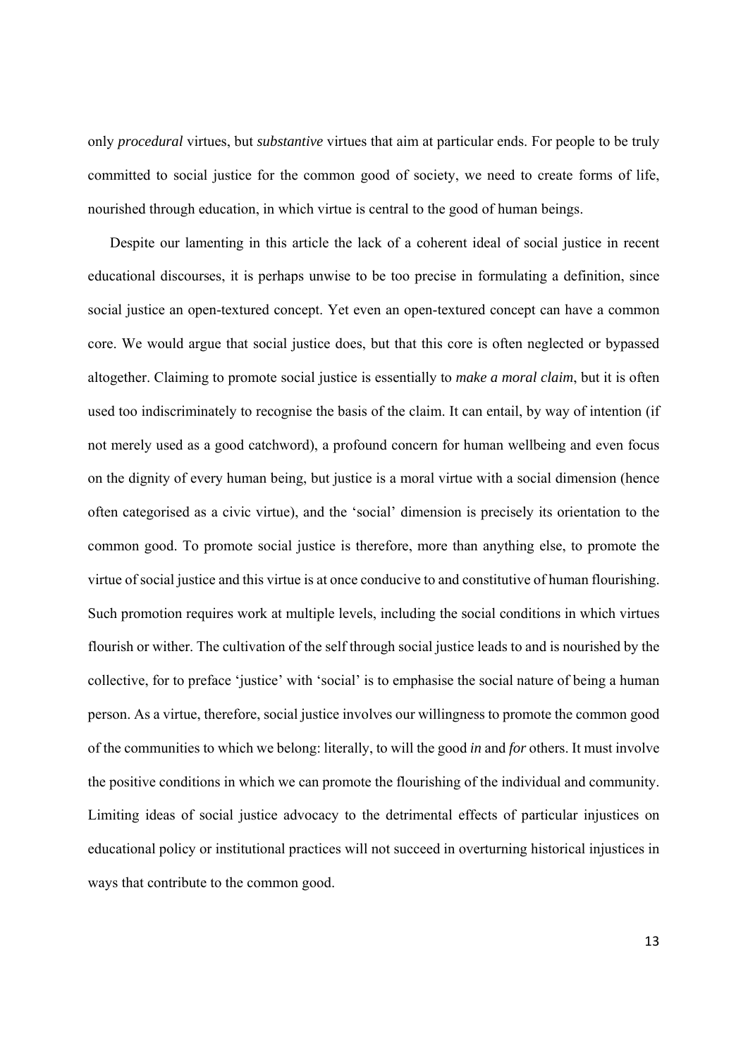only *procedural* virtues, but *substantive* virtues that aim at particular ends. For people to be truly committed to social justice for the common good of society, we need to create forms of life, nourished through education, in which virtue is central to the good of human beings.

Despite our lamenting in this article the lack of a coherent ideal of social justice in recent educational discourses, it is perhaps unwise to be too precise in formulating a definition, since social justice an open-textured concept. Yet even an open-textured concept can have a common core. We would argue that social justice does, but that this core is often neglected or bypassed altogether. Claiming to promote social justice is essentially to *make a moral claim*, but it is often used too indiscriminately to recognise the basis of the claim. It can entail, by way of intention (if not merely used as a good catchword), a profound concern for human wellbeing and even focus on the dignity of every human being, but justice is a moral virtue with a social dimension (hence often categorised as a civic virtue), and the 'social' dimension is precisely its orientation to the common good. To promote social justice is therefore, more than anything else, to promote the virtue of social justice and this virtue is at once conducive to and constitutive of human flourishing. Such promotion requires work at multiple levels, including the social conditions in which virtues flourish or wither. The cultivation of the self through social justice leads to and is nourished by the collective, for to preface 'justice' with 'social' is to emphasise the social nature of being a human person. As a virtue, therefore, social justice involves our willingness to promote the common good of the communities to which we belong: literally, to will the good *in* and *for* others. It must involve the positive conditions in which we can promote the flourishing of the individual and community. Limiting ideas of social justice advocacy to the detrimental effects of particular injustices on educational policy or institutional practices will not succeed in overturning historical injustices in ways that contribute to the common good.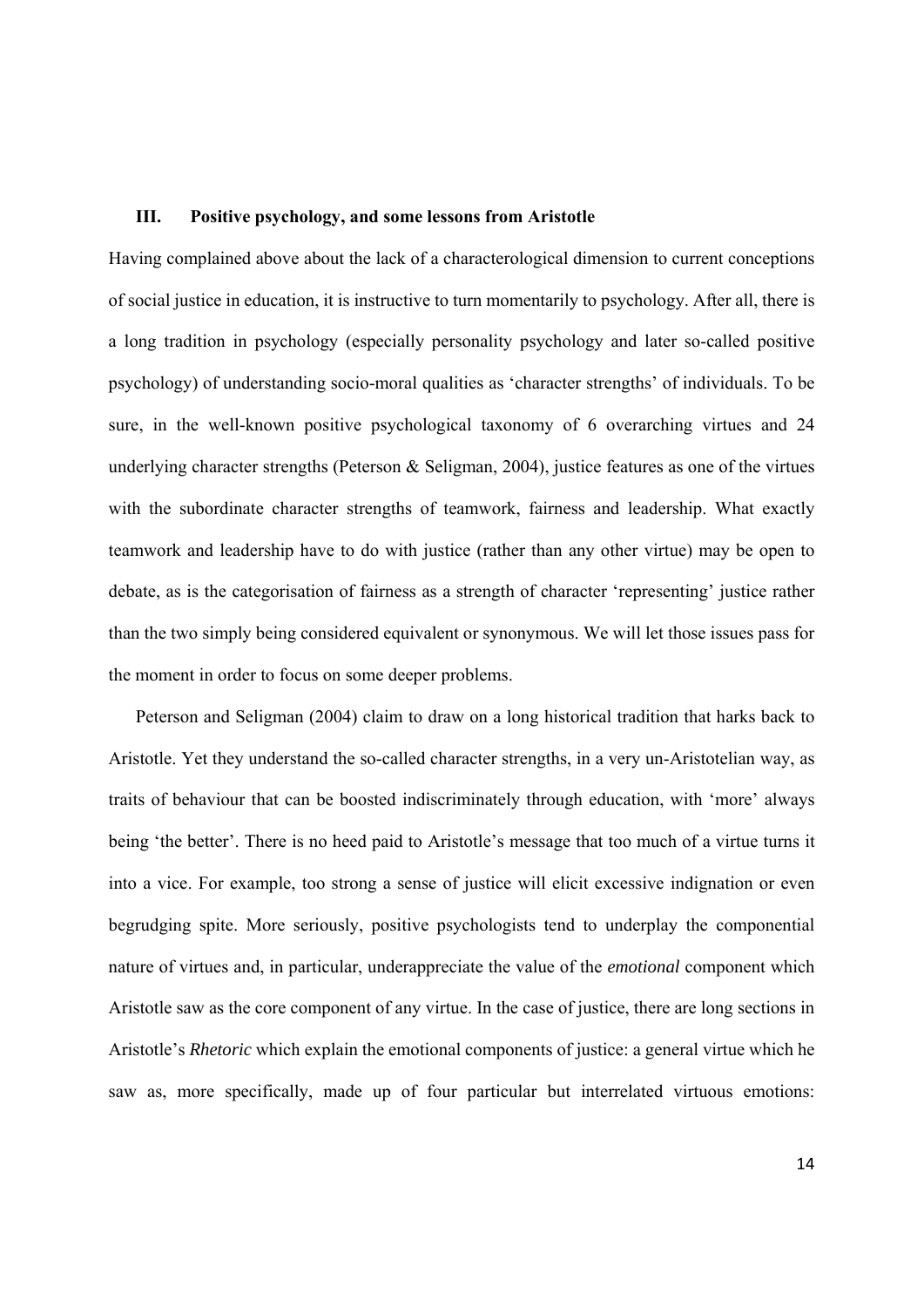### III. Positive psychology, and some lessons from Aristotle

Having complained above about the lack of a characterological dimension to current conceptions of social justice in education, it is instructive to turn momentarily to psychology. After all, there is a long tradition in psychology (especially personality psychology and later so-called positive psychology) of understanding socio-moral qualities as 'character strengths' of individuals. To be sure, in the well-known positive psychological taxonomy of 6 overarching virtues and 24 underlying character strengths (Peterson & Seligman, 2004), justice features as one of the virtues with the subordinate character strengths of teamwork, fairness and leadership. What exactly teamwork and leadership have to do with justice (rather than any other virtue) may be open to debate, as is the categorisation of fairness as a strength of character 'representing' justice rather than the two simply being considered equivalent or synonymous. We will let those issues pass for the moment in order to focus on some deeper problems.

Peterson and Seligman (2004) claim to draw on a long historical tradition that harks back to Aristotle. Yet they understand the so-called character strengths, in a very un-Aristotelian way, as traits of behaviour that can be boosted indiscriminately through education, with 'more' always being 'the better'. There is no heed paid to Aristotle's message that too much of a virtue turns it into a vice. For example, too strong a sense of justice will elicit excessive indignation or even begrudging spite. More seriously, positive psychologists tend to underplay the componential nature of virtues and, in particular, underappreciate the value of the *emotional* component which Aristotle saw as the core component of any virtue. In the case of justice, there are long sections in Aristotle's *Rhetoric* which explain the emotional components of justice: a general virtue which he saw as, more specifically, made up of four particular but interrelated virtuous emotions: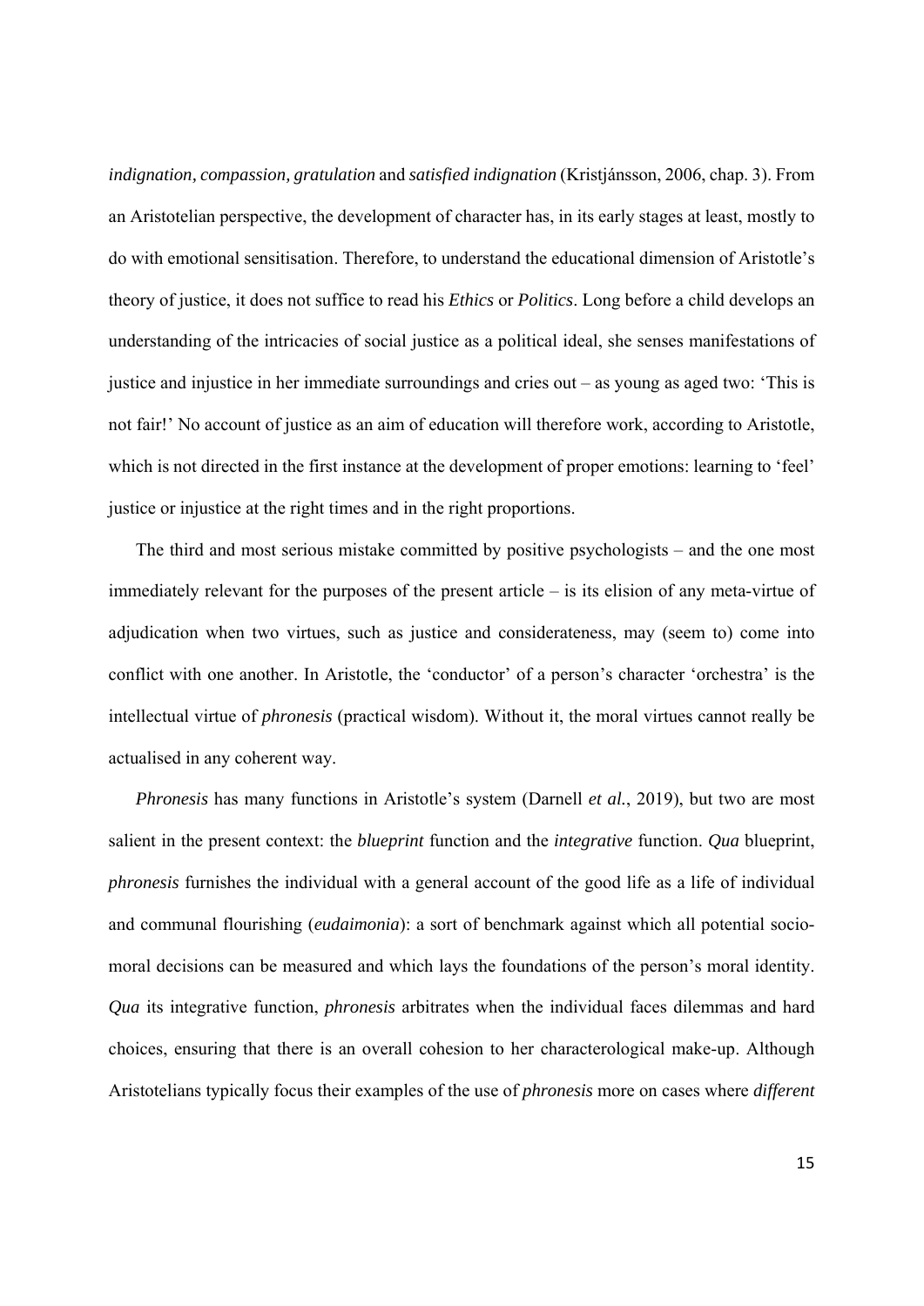*indignation, compassion, gratulation* and *satisfied indignation* (Kristjánsson, 2006, chap. 3). From an Aristotelian perspective, the development of character has, in its early stages at least, mostly to do with emotional sensitisation. Therefore, to understand the educational dimension of Aristotle's theory of justice, it does not suffice to read his *Ethics* or *Politics*. Long before a child develops an understanding of the intricacies of social justice as a political ideal, she senses manifestations of justice and injustice in her immediate surroundings and cries out – as young as aged two: 'This is not fair!' No account of justice as an aim of education will therefore work, according to Aristotle, which is not directed in the first instance at the development of proper emotions: learning to 'feel' justice or injustice at the right times and in the right proportions.

The third and most serious mistake committed by positive psychologists – and the one most immediately relevant for the purposes of the present article – is its elision of any meta-virtue of adjudication when two virtues, such as justice and considerateness, may (seem to) come into conflict with one another. In Aristotle, the 'conductor' of a person's character 'orchestra' is the intellectual virtue of *phronesis* (practical wisdom). Without it, the moral virtues cannot really be actualised in any coherent way.

*Phronesis* has many functions in Aristotle's system (Darnell *et al.*, 2019), but two are most salient in the present context: the *blueprint* function and the *integrative* function. *Qua* blueprint, *phronesis* furnishes the individual with a general account of the good life as a life of individual and communal flourishing (*eudaimonia*): a sort of benchmark against which all potential socio-moral decisions can be measured and which lays the foundations of the person's moral identity. *Qua* its integrative function, *phronesis* arbitrates when the individual faces dilemmas and hard choices, ensuring that there is an overall cohesion to her characterological make-up. Although Aristotelians typically focus their examples of the use of *phronesis* more on cases where *different*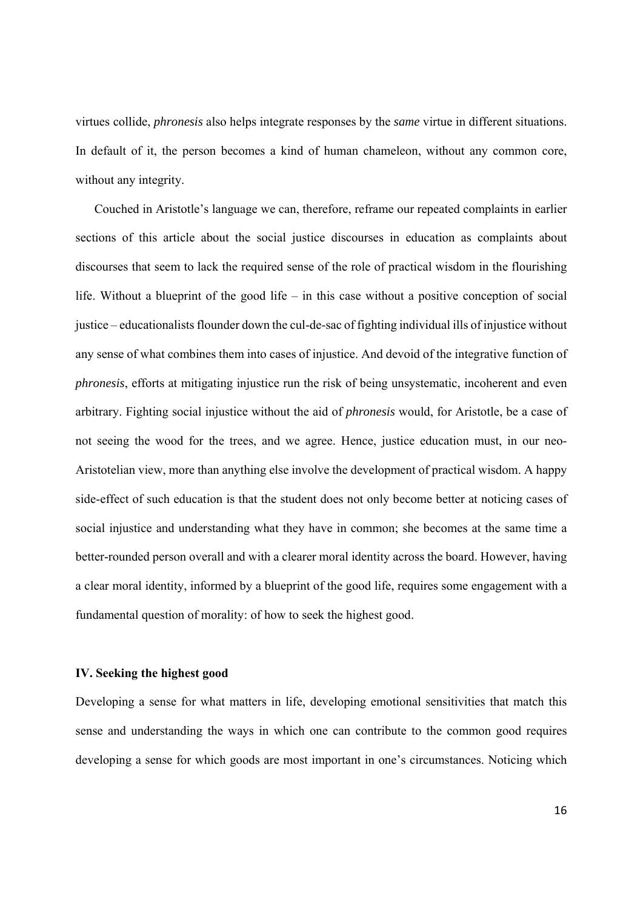virtues collide, *phronesis* also helps integrate responses by the *same* virtue in different situations. In default of it, the person becomes a kind of human chameleon, without any common core, without any integrity.

Couched in Aristotle's language we can, therefore, reframe our repeated complaints in earlier sections of this article about the social justice discourses in education as complaints about discourses that seem to lack the required sense of the role of practical wisdom in the flourishing life. Without a blueprint of the good life – in this case without a positive conception of social justice – educationalists flounder down the cul-de-sac of fighting individual ills of injustice without any sense of what combines them into cases of injustice. And devoid of the integrative function of *phronesis*, efforts at mitigating injustice run the risk of being unsystematic, incoherent and even arbitrary. Fighting social injustice without the aid of *phronesis* would, for Aristotle, be a case of not seeing the wood for the trees, and we agree. Hence, justice education must, in our neo-Aristotelian view, more than anything else involve the development of practical wisdom. A happy side-effect of such education is that the student does not only become better at noticing cases of social injustice and understanding what they have in common; she becomes at the same time a better-rounded person overall and with a clearer moral identity across the board. However, having a clear moral identity, informed by a blueprint of the good life, requires some engagement with a fundamental question of morality: of how to seek the highest good.

## IV. Seeking the highest good

Developing a sense for what matters in life, developing emotional sensitivities that match this sense and understanding the ways in which one can contribute to the common good requires developing a sense for which goods are most important in one's circumstances. Noticing which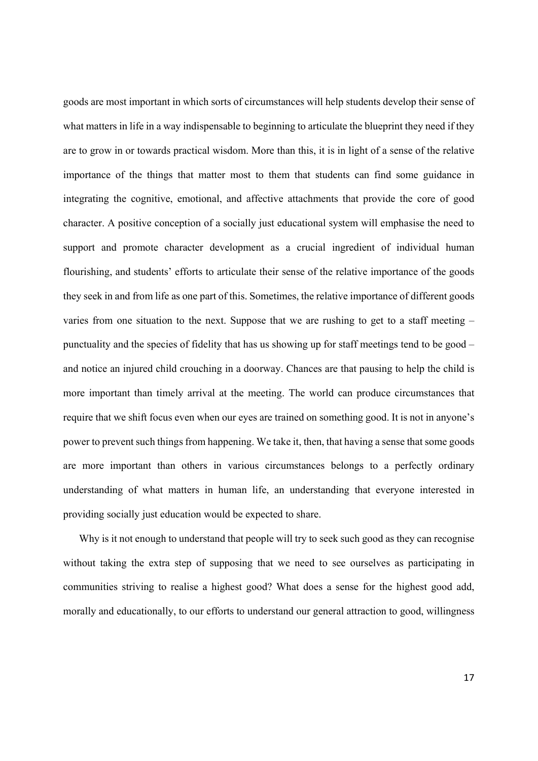goods are most important in which sorts of circumstances will help students develop their sense of what matters in life in a way indispensable to beginning to articulate the blueprint they need if they are to grow in or towards practical wisdom. More than this, it is in light of a sense of the relative importance of the things that matter most to them that students can find some guidance in integrating the cognitive, emotional, and affective attachments that provide the core of good character. A positive conception of a socially just educational system will emphasise the need to support and promote character development as a crucial ingredient of individual human flourishing, and students' efforts to articulate their sense of the relative importance of the goods they seek in and from life as one part of this. Sometimes, the relative importance of different goods varies from one situation to the next. Suppose that we are rushing to get to a staff meeting – punctuality and the species of fidelity that has us showing up for staff meetings tend to be good – and notice an injured child crouching in a doorway. Chances are that pausing to help the child is more important than timely arrival at the meeting. The world can produce circumstances that require that we shift focus even when our eyes are trained on something good. It is not in anyone's power to prevent such things from happening. We take it, then, that having a sense that some goods are more important than others in various circumstances belongs to a perfectly ordinary understanding of what matters in human life, an understanding that everyone interested in providing socially just education would be expected to share.

Why is it not enough to understand that people will try to seek such good as they can recognise without taking the extra step of supposing that we need to see ourselves as participating in communities striving to realise a highest good? What does a sense for the highest good add, morally and educationally, to our efforts to understand our general attraction to good, willingness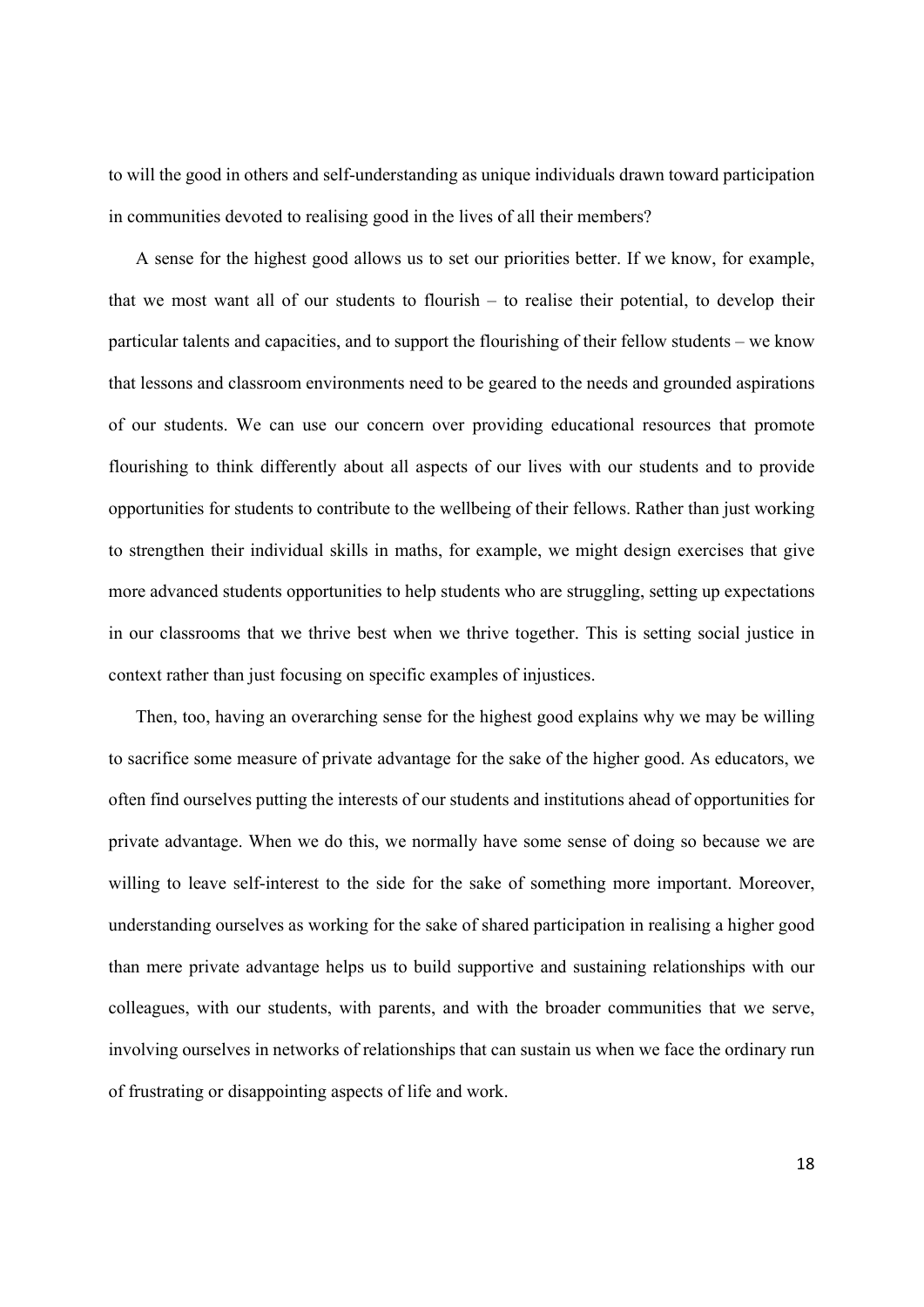to will the good in others and self-understanding as unique individuals drawn toward participation in communities devoted to realising good in the lives of all their members?

A sense for the highest good allows us to set our priorities better. If we know, for example, that we most want all of our students to flourish – to realise their potential, to develop their particular talents and capacities, and to support the flourishing of their fellow students – we know that lessons and classroom environments need to be geared to the needs and grounded aspirations of our students. We can use our concern over providing educational resources that promote flourishing to think differently about all aspects of our lives with our students and to provide opportunities for students to contribute to the wellbeing of their fellows. Rather than just working to strengthen their individual skills in maths, for example, we might design exercises that give more advanced students opportunities to help students who are struggling, setting up expectations in our classrooms that we thrive best when we thrive together. This is setting social justice in context rather than just focusing on specific examples of injustices.

Then, too, having an overarching sense for the highest good explains why we may be willing to sacrifice some measure of private advantage for the sake of the higher good. As educators, we often find ourselves putting the interests of our students and institutions ahead of opportunities for private advantage. When we do this, we normally have some sense of doing so because we are willing to leave self-interest to the side for the sake of something more important. Moreover, understanding ourselves as working for the sake of shared participation in realising a higher good than mere private advantage helps us to build supportive and sustaining relationships with our colleagues, with our students, with parents, and with the broader communities that we serve, involving ourselves in networks of relationships that can sustain us when we face the ordinary run of frustrating or disappointing aspects of life and work.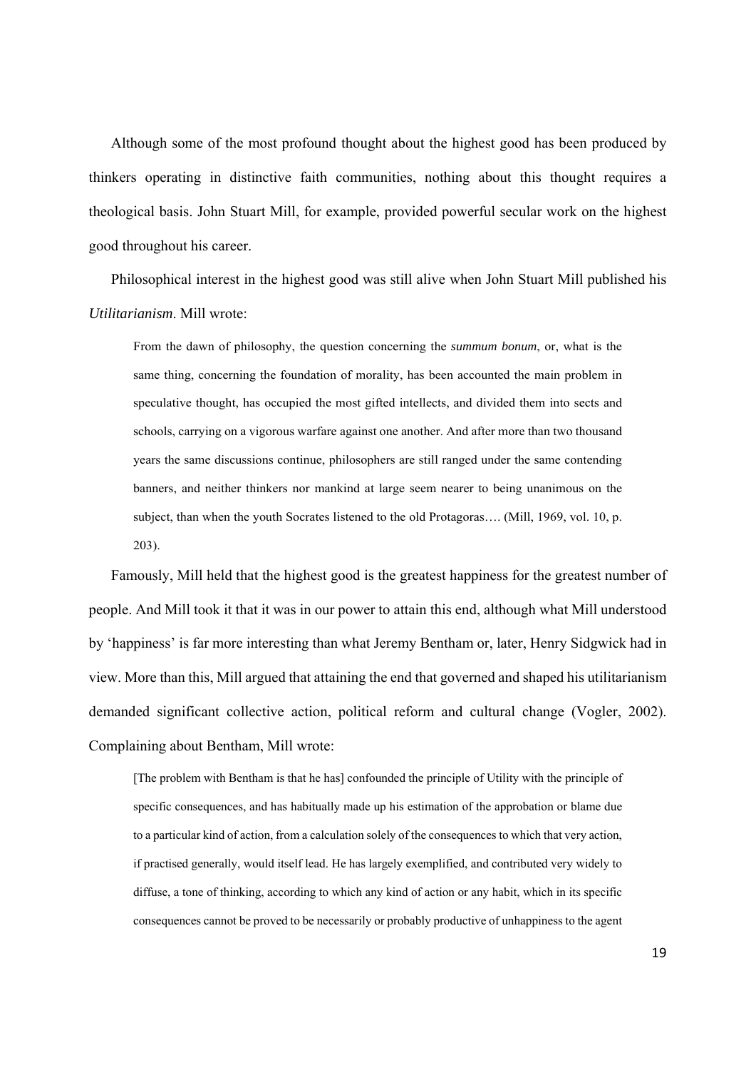Although some of the most profound thought about the highest good has been produced by thinkers operating in distinctive faith communities, nothing about this thought requires a theological basis. John Stuart Mill, for example, provided powerful secular work on the highest good throughout his career.

Philosophical interest in the highest good was still alive when John Stuart Mill published his *Utilitarianism*. Mill wrote:

> From the dawn of philosophy, the question concerning the *summum bonum*, or, what is the same thing, concerning the foundation of morality, has been accounted the main problem in speculative thought, has occupied the most gifted intellects, and divided them into sects and schools, carrying on a vigorous warfare against one another. And after more than two thousand years the same discussions continue, philosophers are still ranged under the same contending banners, and neither thinkers nor mankind at large seem nearer to being unanimous on the subject, than when the youth Socrates listened to the old Protagoras…. (Mill, 1969, vol. 10, p. 203).

Famously, Mill held that the highest good is the greatest happiness for the greatest number of people. And Mill took it that it was in our power to attain this end, although what Mill understood by 'happiness' is far more interesting than what Jeremy Bentham or, later, Henry Sidgwick had in view. More than this, Mill argued that attaining the end that governed and shaped his utilitarianism demanded significant collective action, political reform and cultural change (Vogler, 2002). Complaining about Bentham, Mill wrote:

> [The problem with Bentham is that he has] confounded the principle of Utility with the principle of specific consequences, and has habitually made up his estimation of the approbation or blame due to a particular kind of action, from a calculation solely of the consequences to which that very action, if practised generally, would itself lead. He has largely exemplified, and contributed very widely to diffuse, a tone of thinking, according to which any kind of action or any habit, which in its specific consequences cannot be proved to be necessarily or probably productive of unhappiness to the agent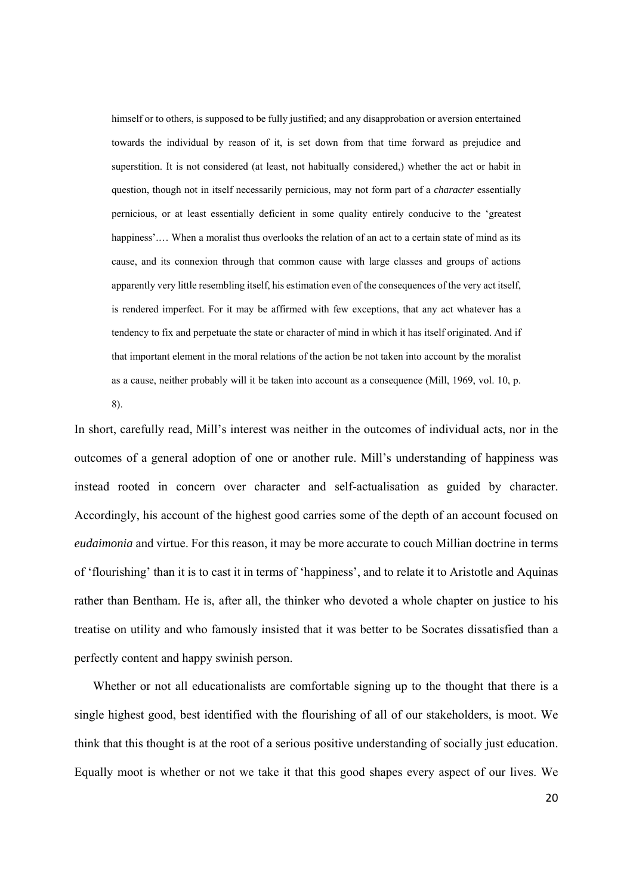> himself or to others, is supposed to be fully justified; and any disapprobation or aversion entertained towards the individual by reason of it, is set down from that time forward as prejudice and superstition. It is not considered (at least, not habitually considered,) whether the act or habit in question, though not in itself necessarily pernicious, may not form part of a *character* essentially pernicious, or at least essentially deficient in some quality entirely conducive to the 'greatest happiness'.… When a moralist thus overlooks the relation of an act to a certain state of mind as its cause, and its connexion through that common cause with large classes and groups of actions apparently very little resembling itself, his estimation even of the consequences of the very act itself, is rendered imperfect. For it may be affirmed with few exceptions, that any act whatever has a tendency to fix and perpetuate the state or character of mind in which it has itself originated. And if that important element in the moral relations of the action be not taken into account by the moralist as a cause, neither probably will it be taken into account as a consequence (Mill, 1969, vol. 10, p. 8).

In short, carefully read, Mill's interest was neither in the outcomes of individual acts, nor in the outcomes of a general adoption of one or another rule. Mill's understanding of happiness was instead rooted in concern over character and self-actualisation as guided by character. Accordingly, his account of the highest good carries some of the depth of an account focused on *eudaimonia* and virtue. For this reason, it may be more accurate to couch Millian doctrine in terms of 'flourishing' than it is to cast it in terms of 'happiness', and to relate it to Aristotle and Aquinas rather than Bentham. He is, after all, the thinker who devoted a whole chapter on justice to his treatise on utility and who famously insisted that it was better to be Socrates dissatisfied than a perfectly content and happy swinish person.

Whether or not all educationalists are comfortable signing up to the thought that there is a single highest good, best identified with the flourishing of all of our stakeholders, is moot. We think that this thought is at the root of a serious positive understanding of socially just education. Equally moot is whether or not we take it that this good shapes every aspect of our lives. We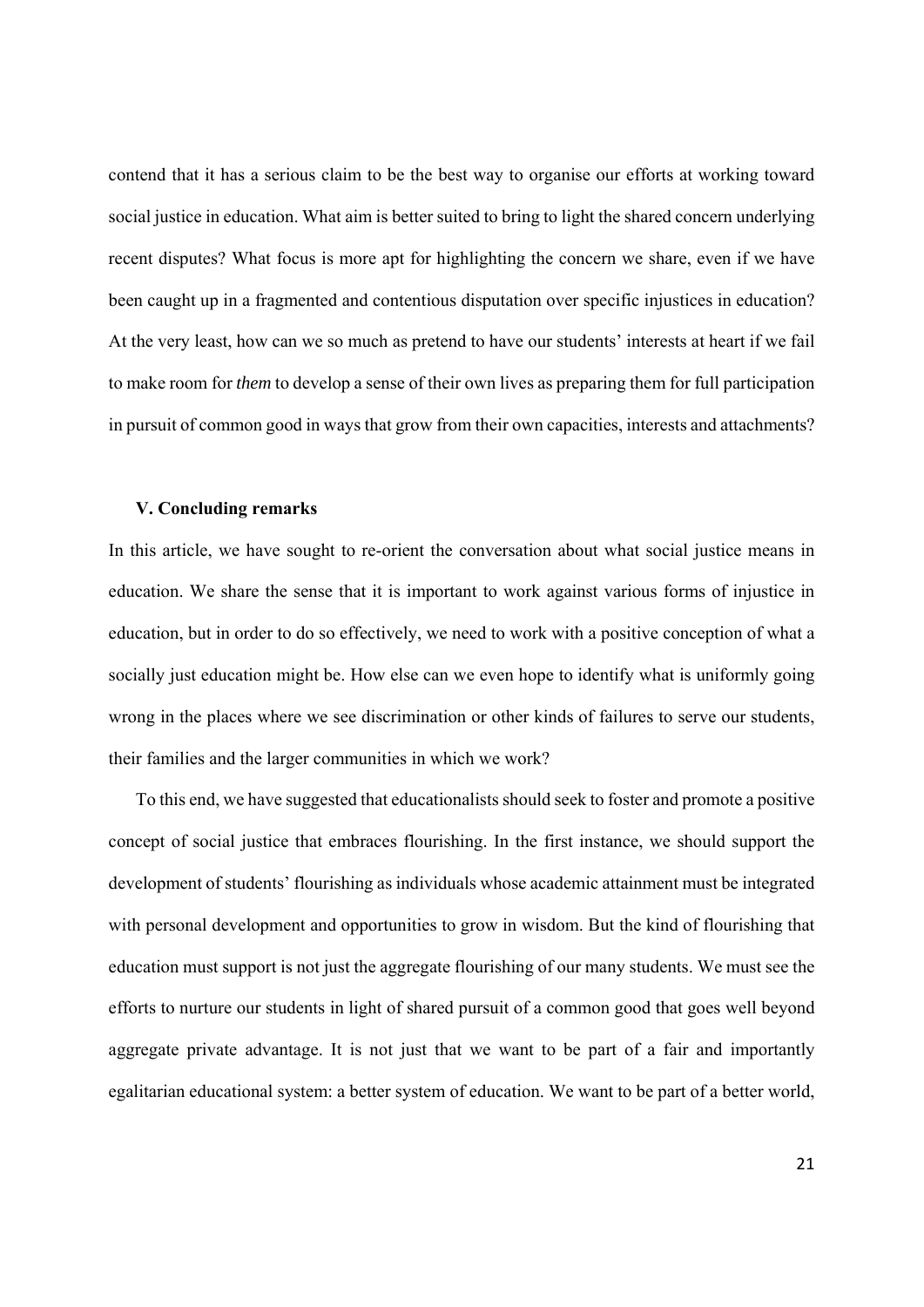contend that it has a serious claim to be the best way to organise our efforts at working toward social justice in education. What aim is better suited to bring to light the shared concern underlying recent disputes? What focus is more apt for highlighting the concern we share, even if we have been caught up in a fragmented and contentious disputation over specific injustices in education? At the very least, how can we so much as pretend to have our students' interests at heart if we fail to make room for *them* to develop a sense of their own lives as preparing them for full participation in pursuit of common good in ways that grow from their own capacities, interests and attachments?

## V. Concluding remarks

In this article, we have sought to re-orient the conversation about what social justice means in education. We share the sense that it is important to work against various forms of injustice in education, but in order to do so effectively, we need to work with a positive conception of what a socially just education might be. How else can we even hope to identify what is uniformly going wrong in the places where we see discrimination or other kinds of failures to serve our students, their families and the larger communities in which we work?

To this end, we have suggested that educationalists should seek to foster and promote a positive concept of social justice that embraces flourishing. In the first instance, we should support the development of students' flourishing as individuals whose academic attainment must be integrated with personal development and opportunities to grow in wisdom. But the kind of flourishing that education must support is not just the aggregate flourishing of our many students. We must see the efforts to nurture our students in light of shared pursuit of a common good that goes well beyond aggregate private advantage. It is not just that we want to be part of a fair and importantly egalitarian educational system: a better system of education. We want to be part of a better world,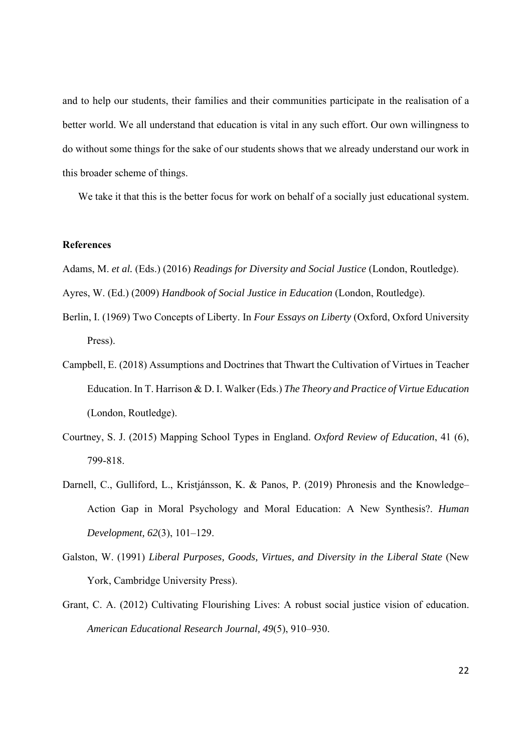and to help our students, their families and their communities participate in the realisation of a better world. We all understand that education is vital in any such effort. Our own willingness to do without some things for the sake of our students shows that we already understand our work in this broader scheme of things.

We take it that this is the better focus for work on behalf of a socially just educational system.

**References**

Adams, M. *et al.* (Eds.) (2016) *Readings for Diversity and Social Justice* (London, Routledge).

Ayres, W. (Ed.) (2009) *Handbook of Social Justice in Education* (London, Routledge).

Berlin, I. (1969) Two Concepts of Liberty. In *Four Essays on Liberty* (Oxford, Oxford University Press).

Campbell, E. (2018) Assumptions and Doctrines that Thwart the Cultivation of Virtues in Teacher Education. In T. Harrison & D. I. Walker (Eds.) *The Theory and Practice of Virtue Education* (London, Routledge).

Courtney, S. J. (2015) Mapping School Types in England. *Oxford Review of Education*, 41 (6), 799-818.

Darnell, C., Gulliford, L., Kristjánsson, K. & Panos, P. (2019) Phronesis and the Knowledge–Action Gap in Moral Psychology and Moral Education: A New Synthesis?. *Human Development, 62*(3), 101–129.

Galston, W. (1991) *Liberal Purposes, Goods, Virtues, and Diversity in the Liberal State* (New York, Cambridge University Press).

Grant, C. A. (2012) Cultivating Flourishing Lives: A robust social justice vision of education. *American Educational Research Journal*, *49*(5), 910–930.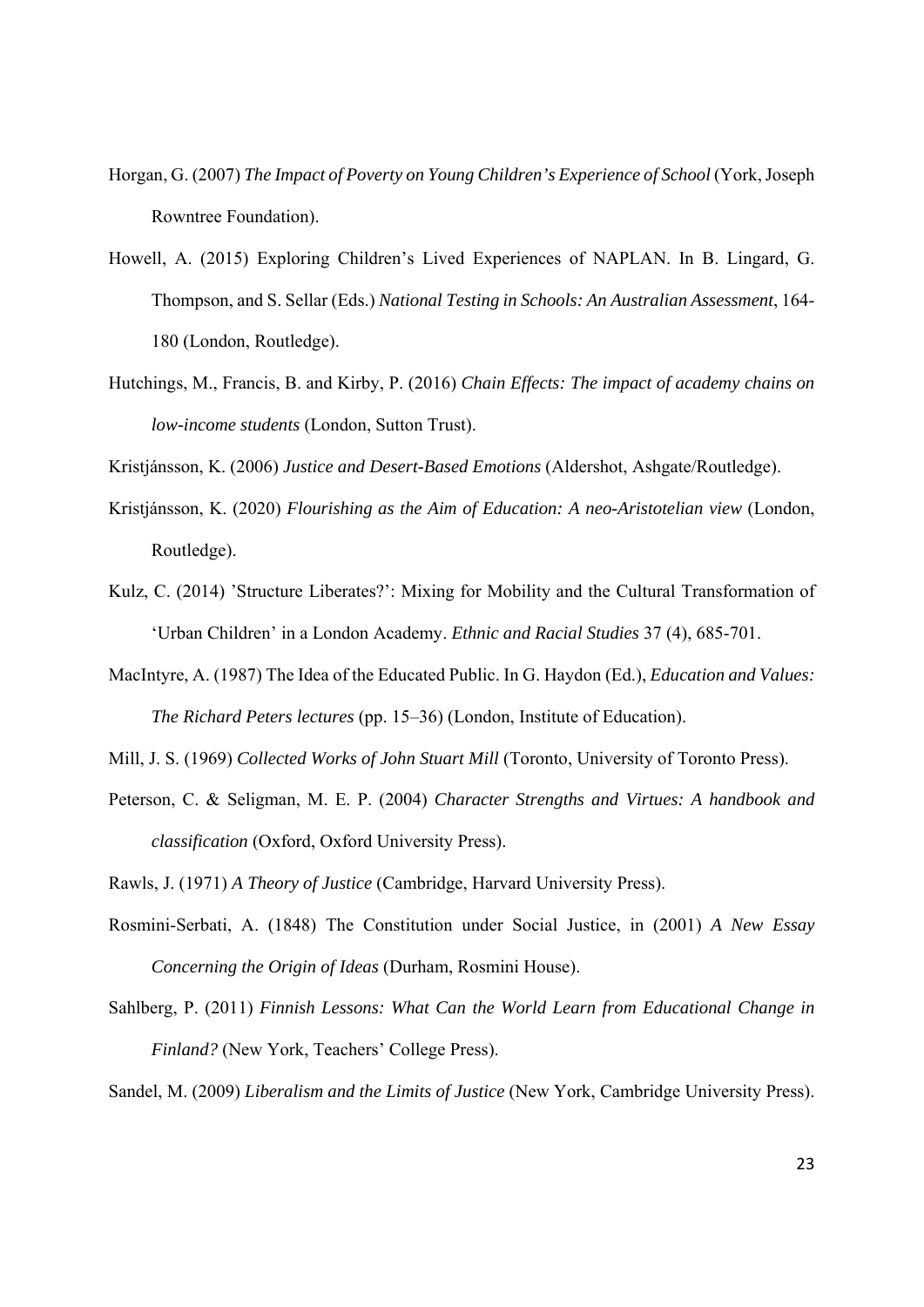Horgan, G. (2007) *The Impact of Poverty on Young Children's Experience of School* (York, Joseph Rowntree Foundation).

Howell, A. (2015) Exploring Children's Lived Experiences of NAPLAN. In B. Lingard, G. Thompson, and S. Sellar (Eds.) *National Testing in Schools: An Australian Assessment*, 164-180 (London, Routledge).

Hutchings, M., Francis, B. and Kirby, P. (2016) *Chain Effects: The impact of academy chains on low-income students* (London, Sutton Trust).

Kristjánsson, K. (2006) *Justice and Desert-Based Emotions* (Aldershot, Ashgate/Routledge).

Kristjánsson, K. (2020) *Flourishing as the Aim of Education: A neo-Aristotelian view* (London, Routledge).

Kulz, C. (2014) 'Structure Liberates?': Mixing for Mobility and the Cultural Transformation of 'Urban Children' in a London Academy. *Ethnic and Racial Studies* 37 (4), 685-701.

MacIntyre, A. (1987) The Idea of the Educated Public. In G. Haydon (Ed.), *Education and Values: The Richard Peters lectures* (pp. 15–36) (London, Institute of Education).

Mill, J. S. (1969) *Collected Works of John Stuart Mill* (Toronto, University of Toronto Press).

Peterson, C. & Seligman, M. E. P. (2004) *Character Strengths and Virtues: A handbook and classification* (Oxford, Oxford University Press).

Rawls, J. (1971) *A Theory of Justice* (Cambridge, Harvard University Press).

Rosmini-Serbati, A. (1848) The Constitution under Social Justice, in (2001) *A New Essay Concerning the Origin of Ideas* (Durham, Rosmini House).

Sahlberg, P. (2011) *Finnish Lessons: What Can the World Learn from Educational Change in Finland?* (New York, Teachers' College Press).

Sandel, M. (2009) *Liberalism and the Limits of Justice* (New York, Cambridge University Press).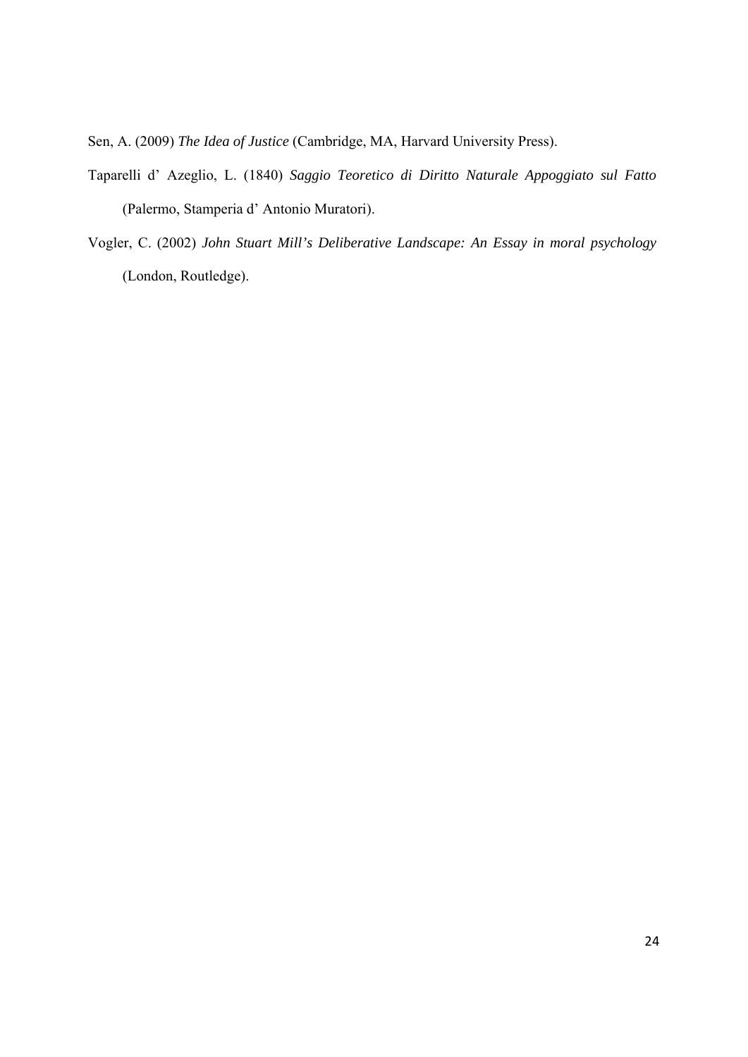Sen, A. (2009) *The Idea of Justice* (Cambridge, MA, Harvard University Press).

Taparelli d' Azeglio, L. (1840) *Saggio Teoretico di Diritto Naturale Appoggiato sul Fatto* (Palermo, Stamperia d' Antonio Muratori).

Vogler, C. (2002) *John Stuart Mill's Deliberative Landscape: An Essay in moral psychology* (London, Routledge).